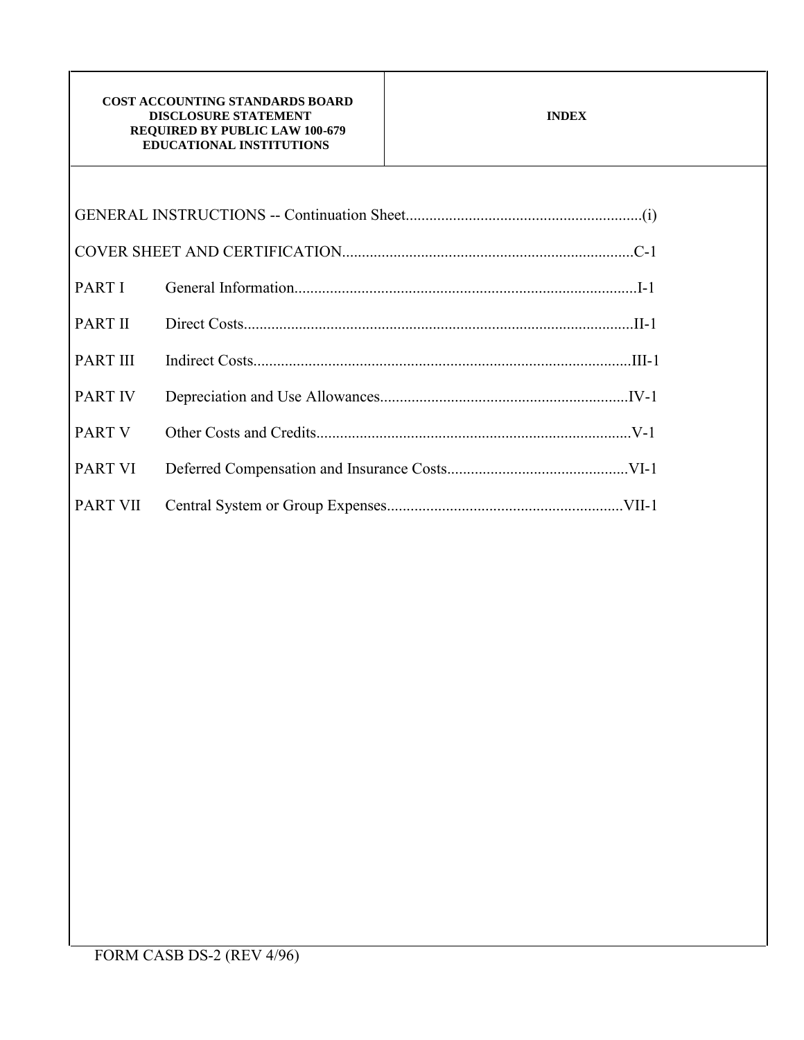| COST ACCOUNTING STANDARDS BOARD DISCLOSURE STATEMENT REQUIRED BY PUBLIC LAW 100-679 EDUCATIONAL INSTITUTIONS | INDEX |
|---|---|

GENERAL INSTRUCTIONS -- Continuation Sheet............................................................(i)

COVER SHEET AND CERTIFICATION..........................................................................C-1

| | | |
|---|---|---|
| PART I | General Information | I-1 |
| PART II | Direct Costs | II-1 |
| PART III | Indirect Costs | III-1 |
| PART IV | Depreciation and Use Allowances | IV-1 |
| PART V | Other Costs and Credits | V-1 |
| PART VI | Deferred Compensation and Insurance Costs | VI-1 |
| PART VII | Central System or Group Expenses | VII-1 |

FORM CASB DS-2 (REV 4/96)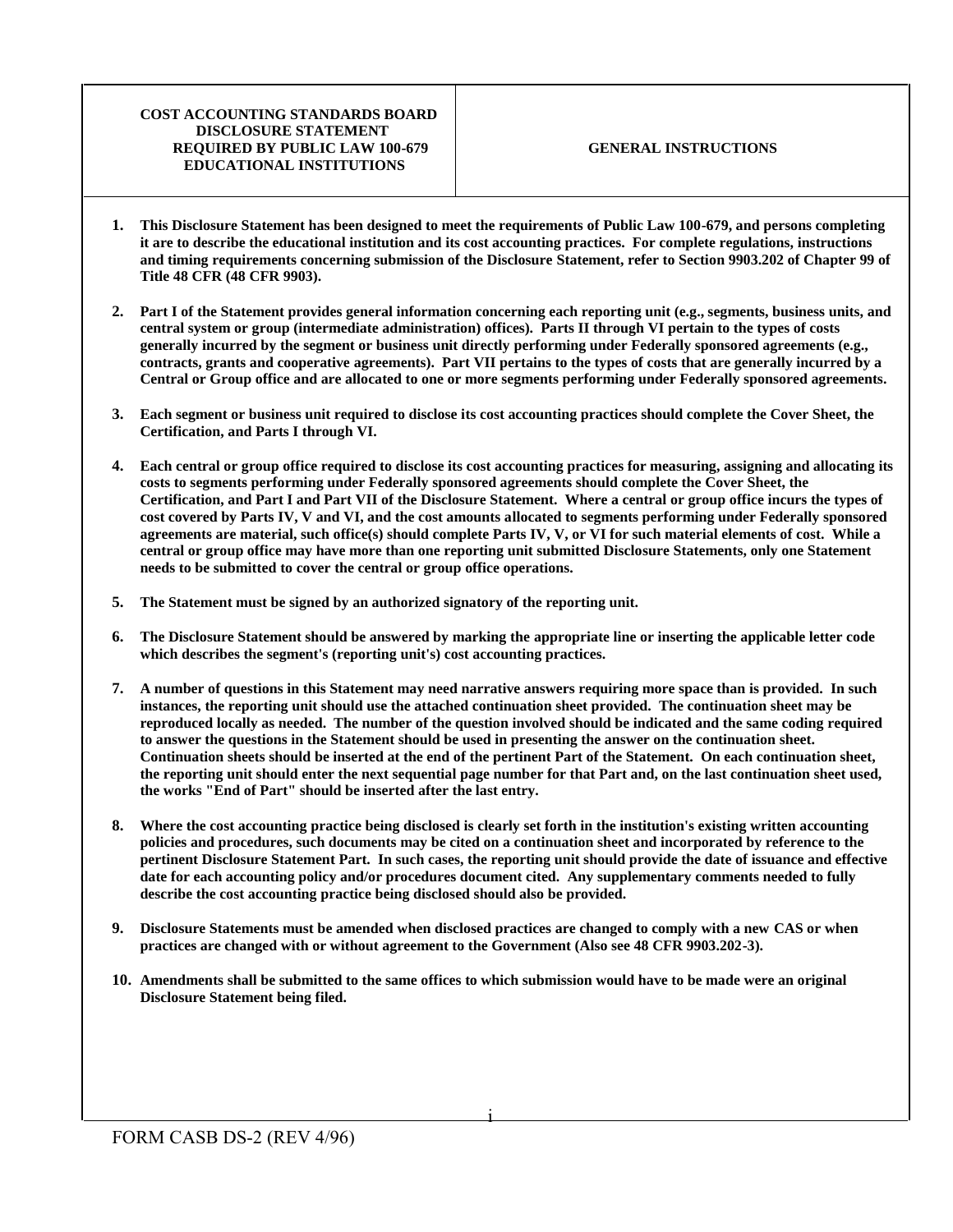**COST ACCOUNTING STANDARDS BOARD DISCLOSURE STATEMENT REQUIRED BY PUBLIC LAW 100-679 EDUCATIONAL INSTITUTIONS**

**GENERAL INSTRUCTIONS**

1. **This Disclosure Statement has been designed to meet the requirements of Public Law 100-679, and persons completing it are to describe the educational institution and its cost accounting practices. For complete regulations, instructions and timing requirements concerning submission of the Disclosure Statement, refer to Section 9903.202 of Chapter 99 of Title 48 CFR (48 CFR 9903).**

2. **Part I of the Statement provides general information concerning each reporting unit (e.g., segments, business units, and central system or group (intermediate administration) offices). Parts II through VI pertain to the types of costs generally incurred by the segment or business unit directly performing under Federally sponsored agreements (e.g., contracts, grants and cooperative agreements). Part VII pertains to the types of costs that are generally incurred by a Central or Group office and are allocated to one or more segments performing under Federally sponsored agreements.**

3. **Each segment or business unit required to disclose its cost accounting practices should complete the Cover Sheet, the Certification, and Parts I through VI.**

4. **Each central or group office required to disclose its cost accounting practices for measuring, assigning and allocating its costs to segments performing under Federally sponsored agreements should complete the Cover Sheet, the Certification, and Part I and Part VII of the Disclosure Statement. Where a central or group office incurs the types of cost covered by Parts IV, V and VI, and the cost amounts allocated to segments performing under Federally sponsored agreements are material, such office(s) should complete Parts IV, V, or VI for such material elements of cost. While a central or group office may have more than one reporting unit submitted Disclosure Statements, only one Statement needs to be submitted to cover the central or group office operations.**

5. **The Statement must be signed by an authorized signatory of the reporting unit.**

6. **The Disclosure Statement should be answered by marking the appropriate line or inserting the applicable letter code which describes the segment's (reporting unit's) cost accounting practices.**

7. **A number of questions in this Statement may need narrative answers requiring more space than is provided. In such instances, the reporting unit should use the attached continuation sheet provided. The continuation sheet may be reproduced locally as needed. The number of the question involved should be indicated and the same coding required to answer the questions in the Statement should be used in presenting the answer on the continuation sheet. Continuation sheets should be inserted at the end of the pertinent Part of the Statement. On each continuation sheet, the reporting unit should enter the next sequential page number for that Part and, on the last continuation sheet used, the works "End of Part" should be inserted after the last entry.**

8. **Where the cost accounting practice being disclosed is clearly set forth in the institution's existing written accounting policies and procedures, such documents may be cited on a continuation sheet and incorporated by reference to the pertinent Disclosure Statement Part. In such cases, the reporting unit should provide the date of issuance and effective date for each accounting policy and/or procedures document cited. Any supplementary comments needed to fully describe the cost accounting practice being disclosed should also be provided.**

9. **Disclosure Statements must be amended when disclosed practices are changed to comply with a new CAS or when practices are changed with or without agreement to the Government (Also see 48 CFR 9903.202-3).**

10. **Amendments shall be submitted to the same offices to which submission would have to be made were an original Disclosure Statement being filed.**

FORM CASB DS-2 (REV 4/96)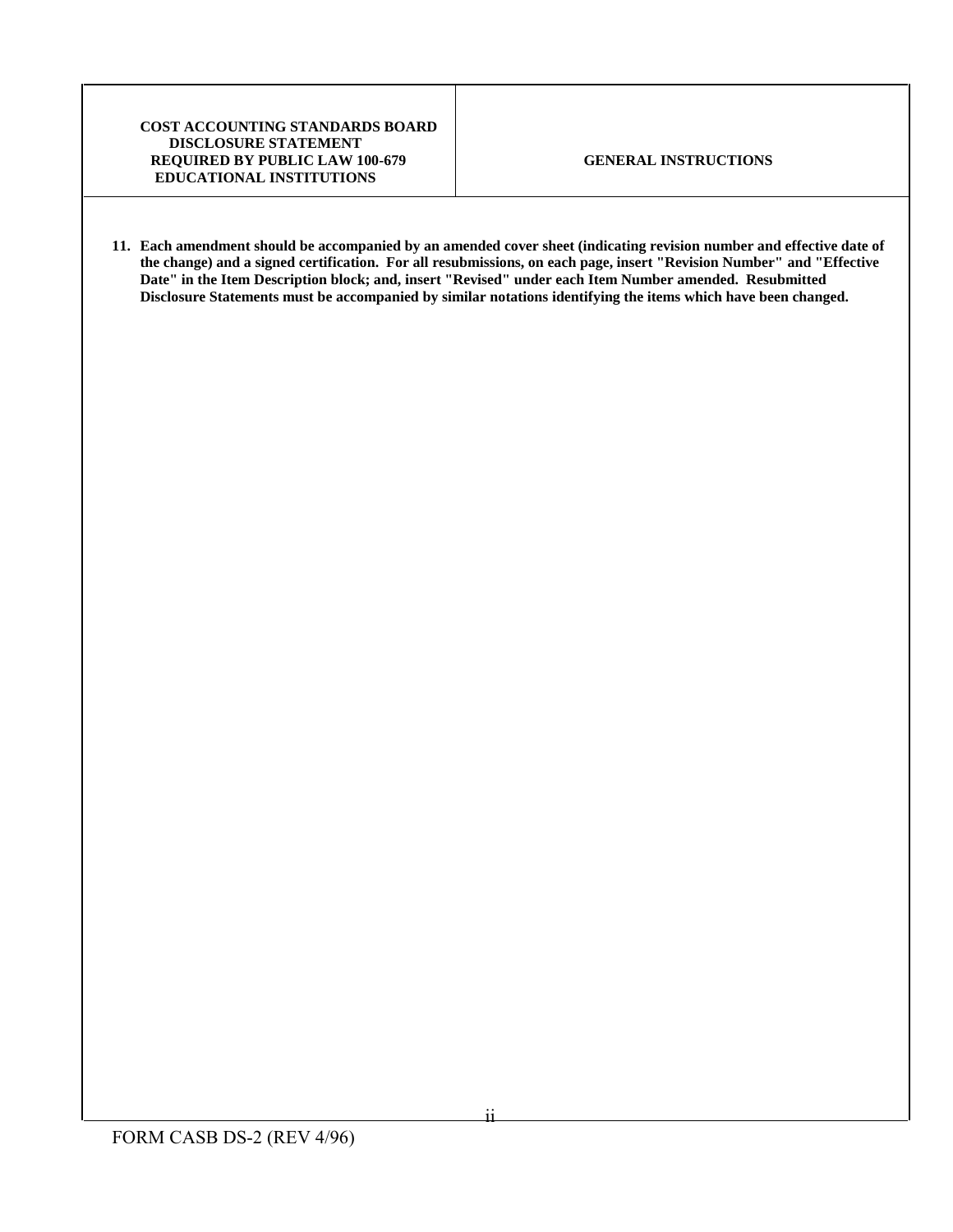| COST ACCOUNTING STANDARDS BOARD<br>DISCLOSURE STATEMENT<br>REQUIRED BY PUBLIC LAW 100-679<br>EDUCATIONAL INSTITUTIONS | GENERAL INSTRUCTIONS |
| --- | --- |

**11. Each amendment should be accompanied by an amended cover sheet (indicating revision number and effective date of the change) and a signed certification. For all resubmissions, on each page, insert "Revision Number" and "Effective Date" in the Item Description block; and, insert "Revised" under each Item Number amended. Resubmitted Disclosure Statements must be accompanied by similar notations identifying the items which have been changed.**

FORM CASB DS-2 (REV 4/96)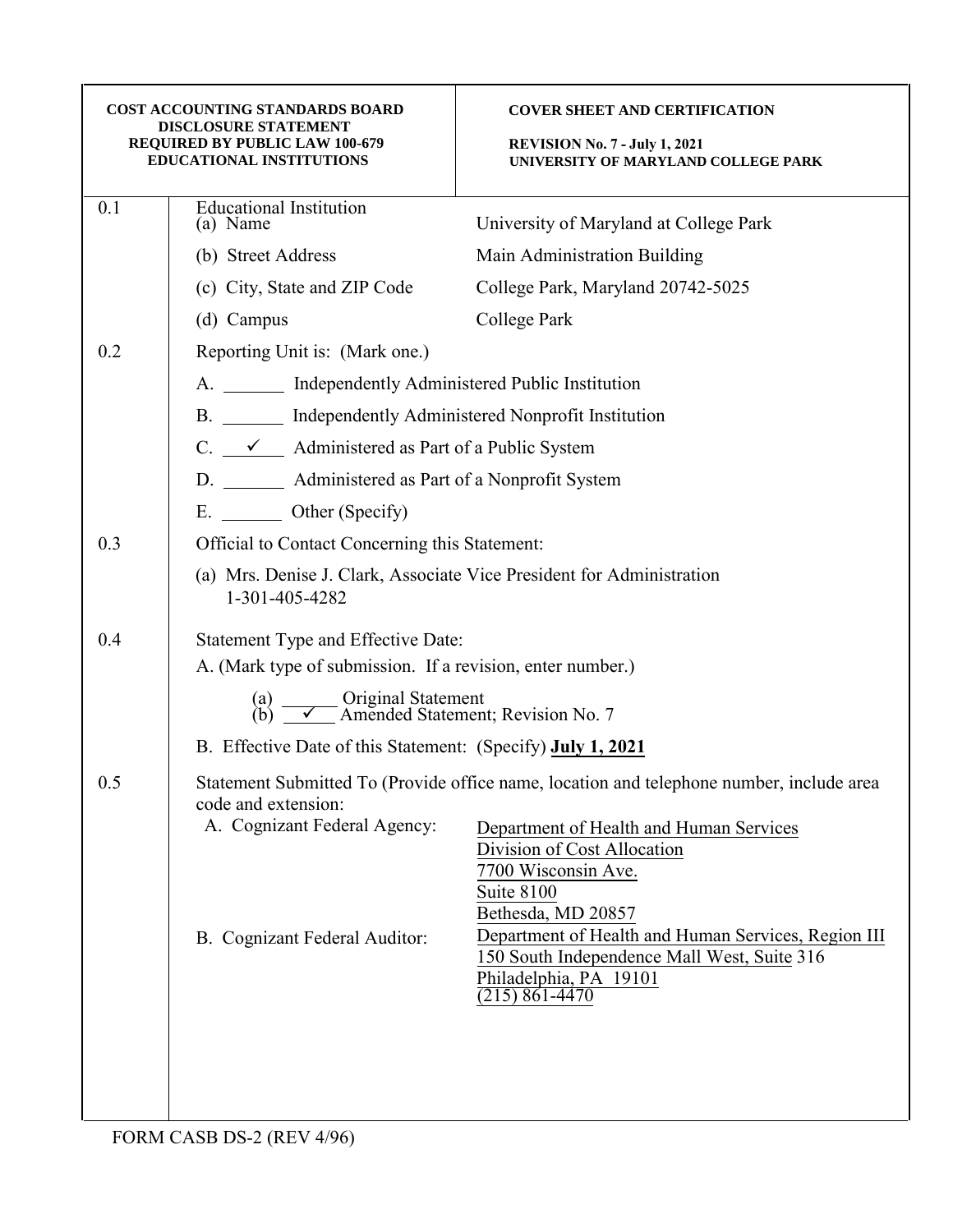| COST ACCOUNTING STANDARDS BOARD DISCLOSURE STATEMENT REQUIRED BY PUBLIC LAW 100-679 EDUCATIONAL INSTITUTIONS | COVER SHEET AND CERTIFICATION<br><br>REVISION No. 7 - July 1, 2021<br>UNIVERSITY OF MARYLAND COLLEGE PARK |
|---|---|

**0.1** Educational Institution

| | |
|---|---|
| (a) Name | University of Maryland at College Park |
| (b) Street Address | Main Administration Building |
| (c) City, State and ZIP Code | College Park, Maryland 20742-5025 |
| (d) Campus | College Park |

**0.2** Reporting Unit is: (Mark one.)

A. _______ Independently Administered Public Institution

B. _______ Independently Administered Nonprofit Institution

C. ___✓___ Administered as Part of a Public System

D. _______ Administered as Part of a Nonprofit System

E. _______ Other (Specify)

**0.3** Official to Contact Concerning this Statement:

(a) Mrs. Denise J. Clark, Associate Vice President for Administration
1-301-405-4282

**0.4** Statement Type and Effective Date:

A. (Mark type of submission. If a revision, enter number.)

(a) ______ Original Statement
(b) ___✓___ Amended Statement; Revision No. 7

B. Effective Date of this Statement: (Specify) **July 1, 2021**

**0.5** Statement Submitted To (Provide office name, location and telephone number, include area code and extension:

| | |
|---|---|
| A. Cognizant Federal Agency: | Department of Health and Human Services<br>Division of Cost Allocation<br>7700 Wisconsin Ave.<br>Suite 8100<br>Bethesda, MD 20857 |
| B. Cognizant Federal Auditor: | Department of Health and Human Services, Region III<br>150 South Independence Mall West, Suite 316<br>Philadelphia, PA 19101<br>(215) 861-4470 |

FORM CASB DS-2 (REV 4/96)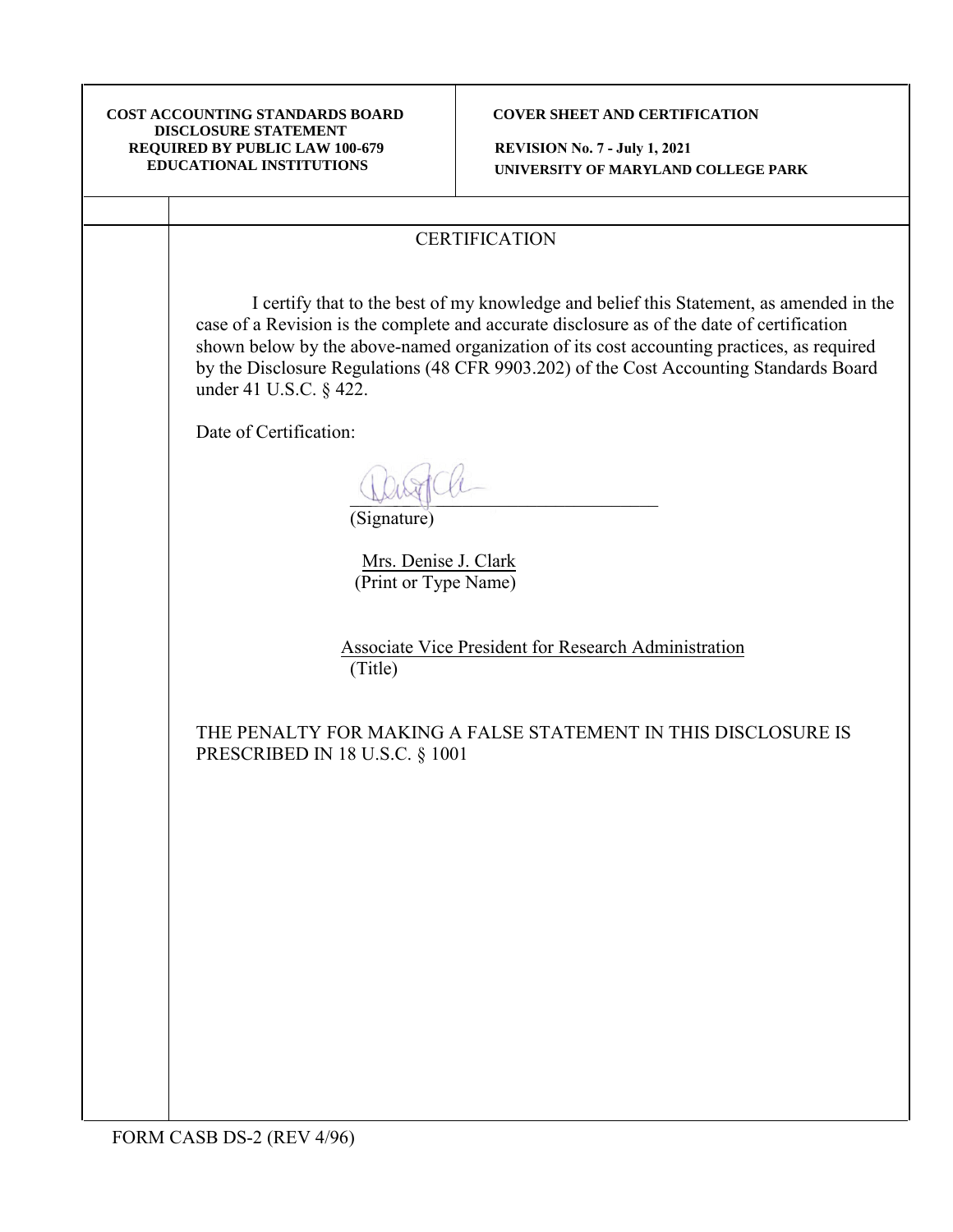**COST ACCOUNTING STANDARDS BOARD DISCLOSURE STATEMENT REQUIRED BY PUBLIC LAW 100-679 EDUCATIONAL INSTITUTIONS**

**COVER SHEET AND CERTIFICATION**

**REVISION No. 7 - July 1, 2021**
**UNIVERSITY OF MARYLAND COLLEGE PARK**

## CERTIFICATION

I certify that to the best of my knowledge and belief this Statement, as amended in the case of a Revision is the complete and accurate disclosure as of the date of certification shown below by the above-named organization of its cost accounting practices, as required by the Disclosure Regulations (48 CFR 9903.202) of the Cost Accounting Standards Board under 41 U.S.C. § 422.

Date of Certification:

___________________________________
(Signature)

Mrs. Denise J. Clark
(Print or Type Name)

Associate Vice President for Research Administration
(Title)

THE PENALTY FOR MAKING A FALSE STATEMENT IN THIS DISCLOSURE IS PRESCRIBED IN 18 U.S.C. § 1001

FORM CASB DS-2 (REV 4/96)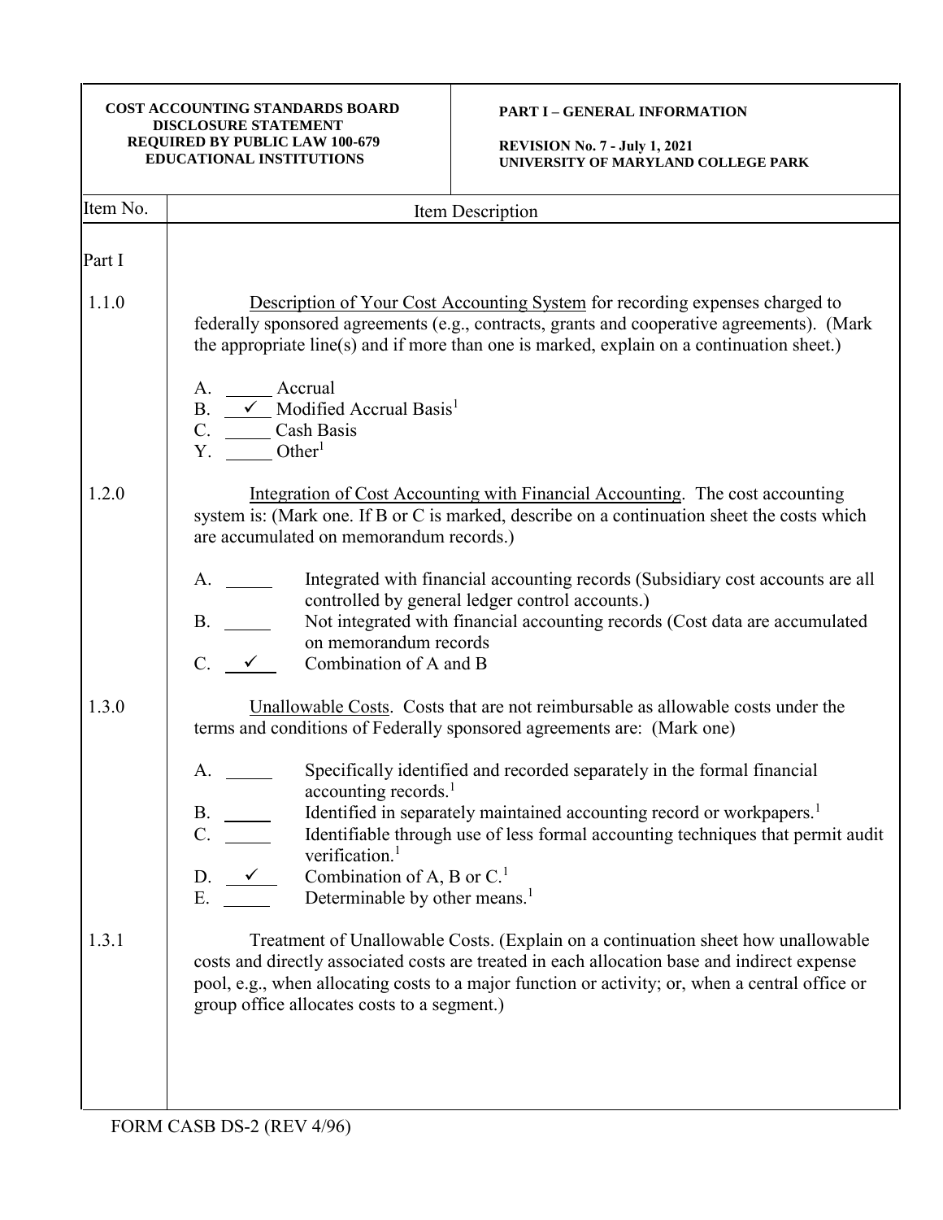**COST ACCOUNTING STANDARDS BOARD DISCLOSURE STATEMENT REQUIRED BY PUBLIC LAW 100-679 EDUCATIONAL INSTITUTIONS**

**PART I – GENERAL INFORMATION**

**REVISION No. 7 - July 1, 2021**
**UNIVERSITY OF MARYLAND COLLEGE PARK**

| Item No. | Item Description |
|---|---|

Part I

**1.1.0** Description of Your Cost Accounting System for recording expenses charged to federally sponsored agreements (e.g., contracts, grants and cooperative agreements). (Mark the appropriate line(s) and if more than one is marked, explain on a continuation sheet.)

A. _____ Accrual
B. __✓__ Modified Accrual Basis[1]
C. _____ Cash Basis
Y. _____ Other[1]

**1.2.0** Integration of Cost Accounting with Financial Accounting. The cost accounting system is: (Mark one. If B or C is marked, describe on a continuation sheet the costs which are accumulated on memorandum records.)

A. _____ Integrated with financial accounting records (Subsidiary cost accounts are all controlled by general ledger control accounts.)
B. _____ Not integrated with financial accounting records (Cost data are accumulated on memorandum records
C. __✓__ Combination of A and B

**1.3.0** Unallowable Costs. Costs that are not reimbursable as allowable costs under the terms and conditions of Federally sponsored agreements are: (Mark one)

A. _____ Specifically identified and recorded separately in the formal financial accounting records.[1]
B. _____ Identified in separately maintained accounting record or workpapers.[1]
C. _____ Identifiable through use of less formal accounting techniques that permit audit verification.[1]
D. __✓__ Combination of A, B or C.[1]
E. _____ Determinable by other means.[1]

**1.3.1** Treatment of Unallowable Costs. (Explain on a continuation sheet how unallowable costs and directly associated costs are treated in each allocation base and indirect expense pool, e.g., when allocating costs to a major function or activity; or, when a central office or group office allocates costs to a segment.)

FORM CASB DS-2 (REV 4/96)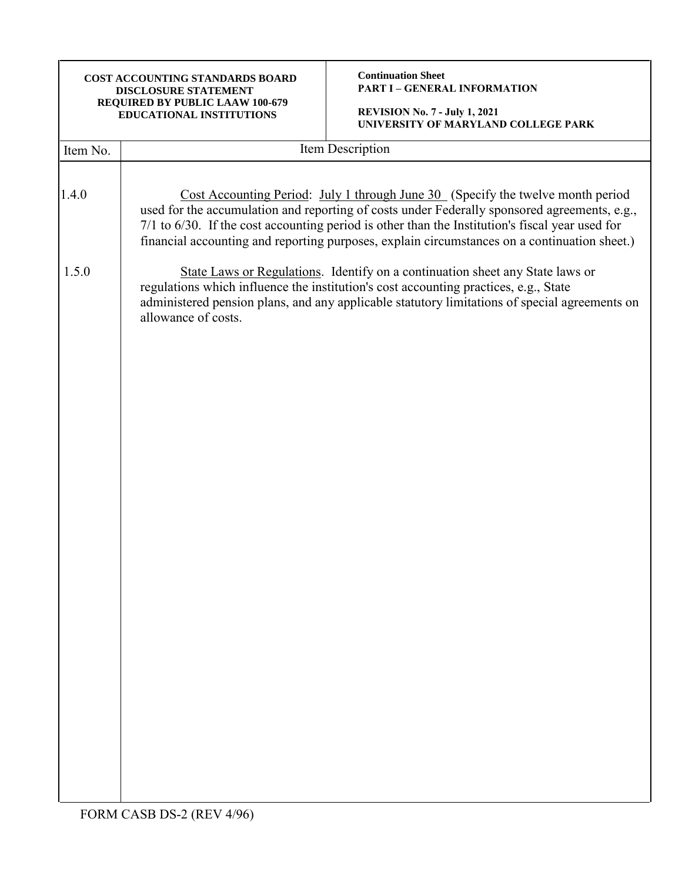**COST ACCOUNTING STANDARDS BOARD DISCLOSURE STATEMENT REQUIRED BY PUBLIC LAAW 100-679 EDUCATIONAL INSTITUTIONS**

**Continuation Sheet**
**PART I – GENERAL INFORMATION**

**REVISION No. 7 - July 1, 2021**
**UNIVERSITY OF MARYLAND COLLEGE PARK**

| Item No. | Item Description |
|---|---|
| 1.4.0 | Cost Accounting Period: July 1 through June 30 (Specify the twelve month period used for the accumulation and reporting of costs under Federally sponsored agreements, e.g., 7/1 to 6/30. If the cost accounting period is other than the Institution's fiscal year used for financial accounting and reporting purposes, explain circumstances on a continuation sheet.) |
| 1.5.0 | State Laws or Regulations. Identify on a continuation sheet any State laws or regulations which influence the institution's cost accounting practices, e.g., State administered pension plans, and any applicable statutory limitations of special agreements on allowance of costs. |

FORM CASB DS-2 (REV 4/96)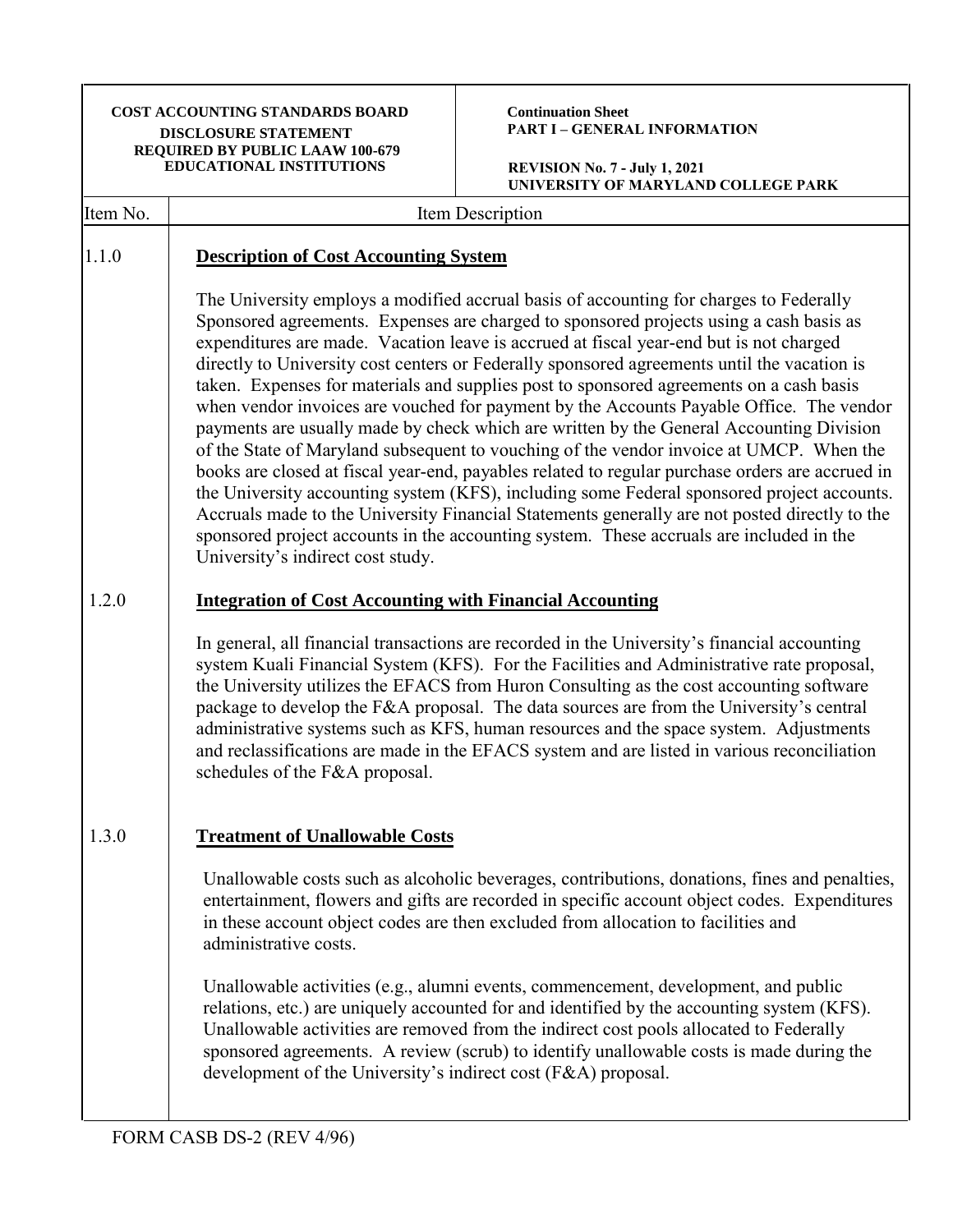| COST ACCOUNTING STANDARDS BOARD DISCLOSURE STATEMENT REQUIRED BY PUBLIC LAAW 100-679 EDUCATIONAL INSTITUTIONS | Continuation Sheet PART I – GENERAL INFORMATION REVISION No. 7 - July 1, 2021 UNIVERSITY OF MARYLAND COLLEGE PARK |
|---|---|

| Item No. | Item Description |
|---|---|

**1.1.0 Description of Cost Accounting System**

The University employs a modified accrual basis of accounting for charges to Federally Sponsored agreements. Expenses are charged to sponsored projects using a cash basis as expenditures are made. Vacation leave is accrued at fiscal year-end but is not charged directly to University cost centers or Federally sponsored agreements until the vacation is taken. Expenses for materials and supplies post to sponsored agreements on a cash basis when vendor invoices are vouched for payment by the Accounts Payable Office. The vendor payments are usually made by check which are written by the General Accounting Division of the State of Maryland subsequent to vouching of the vendor invoice at UMCP. When the books are closed at fiscal year-end, payables related to regular purchase orders are accrued in the University accounting system (KFS), including some Federal sponsored project accounts. Accruals made to the University Financial Statements generally are not posted directly to the sponsored project accounts in the accounting system. These accruals are included in the University's indirect cost study.

**1.2.0 Integration of Cost Accounting with Financial Accounting**

In general, all financial transactions are recorded in the University's financial accounting system Kuali Financial System (KFS). For the Facilities and Administrative rate proposal, the University utilizes the EFACS from Huron Consulting as the cost accounting software package to develop the F&A proposal. The data sources are from the University's central administrative systems such as KFS, human resources and the space system. Adjustments and reclassifications are made in the EFACS system and are listed in various reconciliation schedules of the F&A proposal.

**1.3.0 Treatment of Unallowable Costs**

Unallowable costs such as alcoholic beverages, contributions, donations, fines and penalties, entertainment, flowers and gifts are recorded in specific account object codes. Expenditures in these account object codes are then excluded from allocation to facilities and administrative costs.

Unallowable activities (e.g., alumni events, commencement, development, and public relations, etc.) are uniquely accounted for and identified by the accounting system (KFS). Unallowable activities are removed from the indirect cost pools allocated to Federally sponsored agreements. A review (scrub) to identify unallowable costs is made during the development of the University's indirect cost (F&A) proposal.

FORM CASB DS-2 (REV 4/96)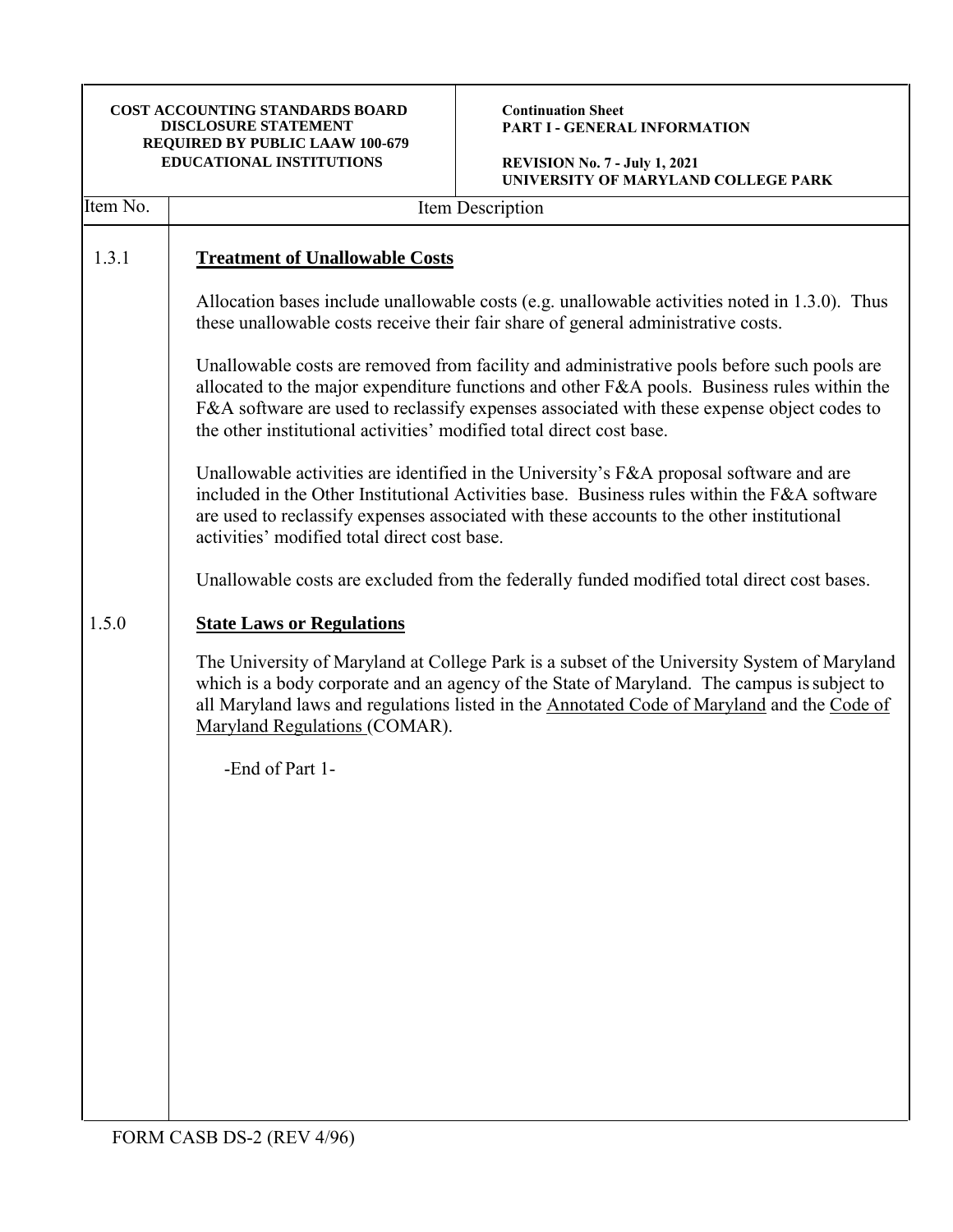| Item No. | Item Description |
|---|---|
| 1.3.1 | **Treatment of Unallowable Costs** |
| | Allocation bases include unallowable costs (e.g. unallowable activities noted in 1.3.0). Thus these unallowable costs receive their fair share of general administrative costs. |
| | Unallowable costs are removed from facility and administrative pools before such pools are allocated to the major expenditure functions and other F&A pools. Business rules within the F&A software are used to reclassify expenses associated with these expense object codes to the other institutional activities' modified total direct cost base. |
| | Unallowable activities are identified in the University's F&A proposal software and are included in the Other Institutional Activities base. Business rules within the F&A software are used to reclassify expenses associated with these accounts to the other institutional activities' modified total direct cost base. |
| | Unallowable costs are excluded from the federally funded modified total direct cost bases. |
| 1.5.0 | **State Laws or Regulations** |
| | The University of Maryland at College Park is a subset of the University System of Maryland which is a body corporate and an agency of the State of Maryland. The campus is subject to all Maryland laws and regulations listed in the Annotated Code of Maryland and the Code of Maryland Regulations (COMAR). |
| | -End of Part 1- |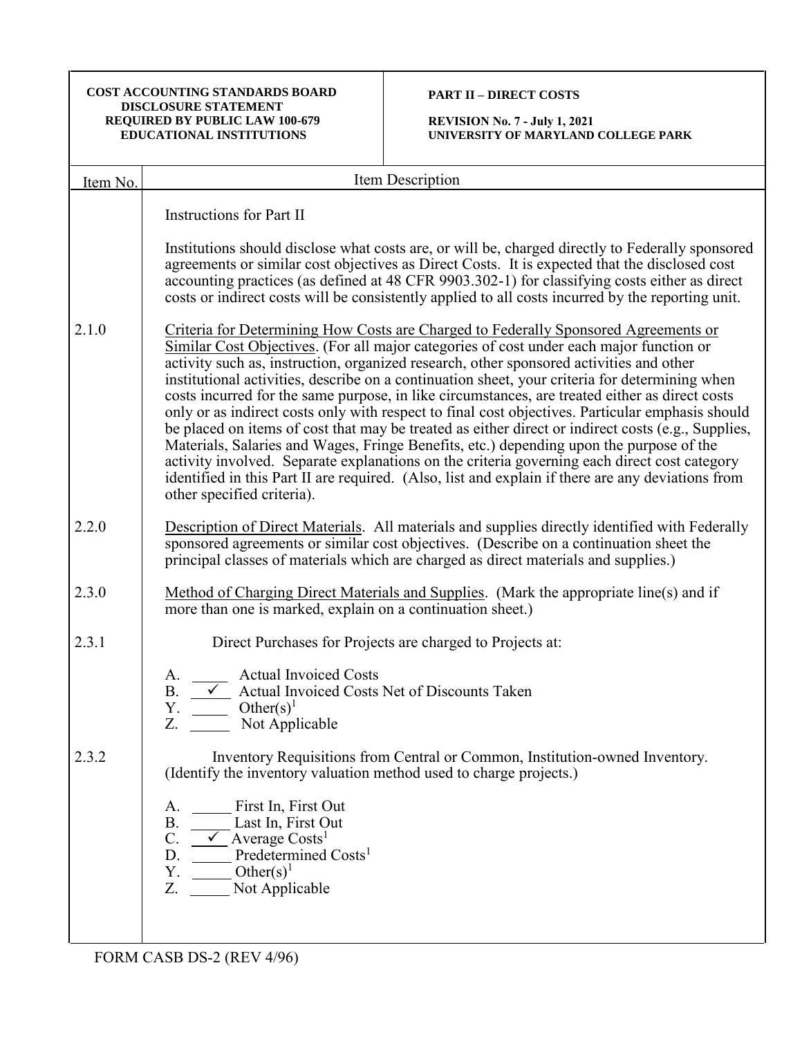| COST ACCOUNTING STANDARDS BOARD DISCLOSURE STATEMENT REQUIRED BY PUBLIC LAW 100-679 EDUCATIONAL INSTITUTIONS | PART II – DIRECT COSTS<br><br>REVISION No. 7 - July 1, 2021<br>UNIVERSITY OF MARYLAND COLLEGE PARK |
|---|---|

| Item No. | Item Description |
|---|---|
| | Instructions for Part II<br><br>Institutions should disclose what costs are, or will be, charged directly to Federally sponsored agreements or similar cost objectives as Direct Costs. It is expected that the disclosed cost accounting practices (as defined at 48 CFR 9903.302-1) for classifying costs either as direct costs or indirect costs will be consistently applied to all costs incurred by the reporting unit. |
| 2.1.0 | Criteria for Determining How Costs are Charged to Federally Sponsored Agreements or Similar Cost Objectives. (For all major categories of cost under each major function or activity such as, instruction, organized research, other sponsored activities and other institutional activities, describe on a continuation sheet, your criteria for determining when costs incurred for the same purpose, in like circumstances, are treated either as direct costs only or as indirect costs only with respect to final cost objectives. Particular emphasis should be placed on items of cost that may be treated as either direct or indirect costs (e.g., Supplies, Materials, Salaries and Wages, Fringe Benefits, etc.) depending upon the purpose of the activity involved. Separate explanations on the criteria governing each direct cost category identified in this Part II are required. (Also, list and explain if there are any deviations from other specified criteria). |
| 2.2.0 | Description of Direct Materials. All materials and supplies directly identified with Federally sponsored agreements or similar cost objectives. (Describe on a continuation sheet the principal classes of materials which are charged as direct materials and supplies.) |
| 2.3.0 | Method of Charging Direct Materials and Supplies. (Mark the appropriate line(s) and if more than one is marked, explain on a continuation sheet.) |
| 2.3.1 | Direct Purchases for Projects are charged to Projects at:<br><br>A. _____ Actual Invoiced Costs<br>B. __✓__ Actual Invoiced Costs Net of Discounts Taken<br>Y. _____ Other(s)[1]<br>Z. _____ Not Applicable |
| 2.3.2 | Inventory Requisitions from Central or Common, Institution-owned Inventory. (Identify the inventory valuation method used to charge projects.)<br><br>A. _____ First In, First Out<br>B. _____ Last In, First Out<br>C. __✓__ Average Costs[1]<br>D. _____ Predetermined Costs[1]<br>Y. _____ Other(s)[1]<br>Z. _____ Not Applicable |

FORM CASB DS-2 (REV 4/96)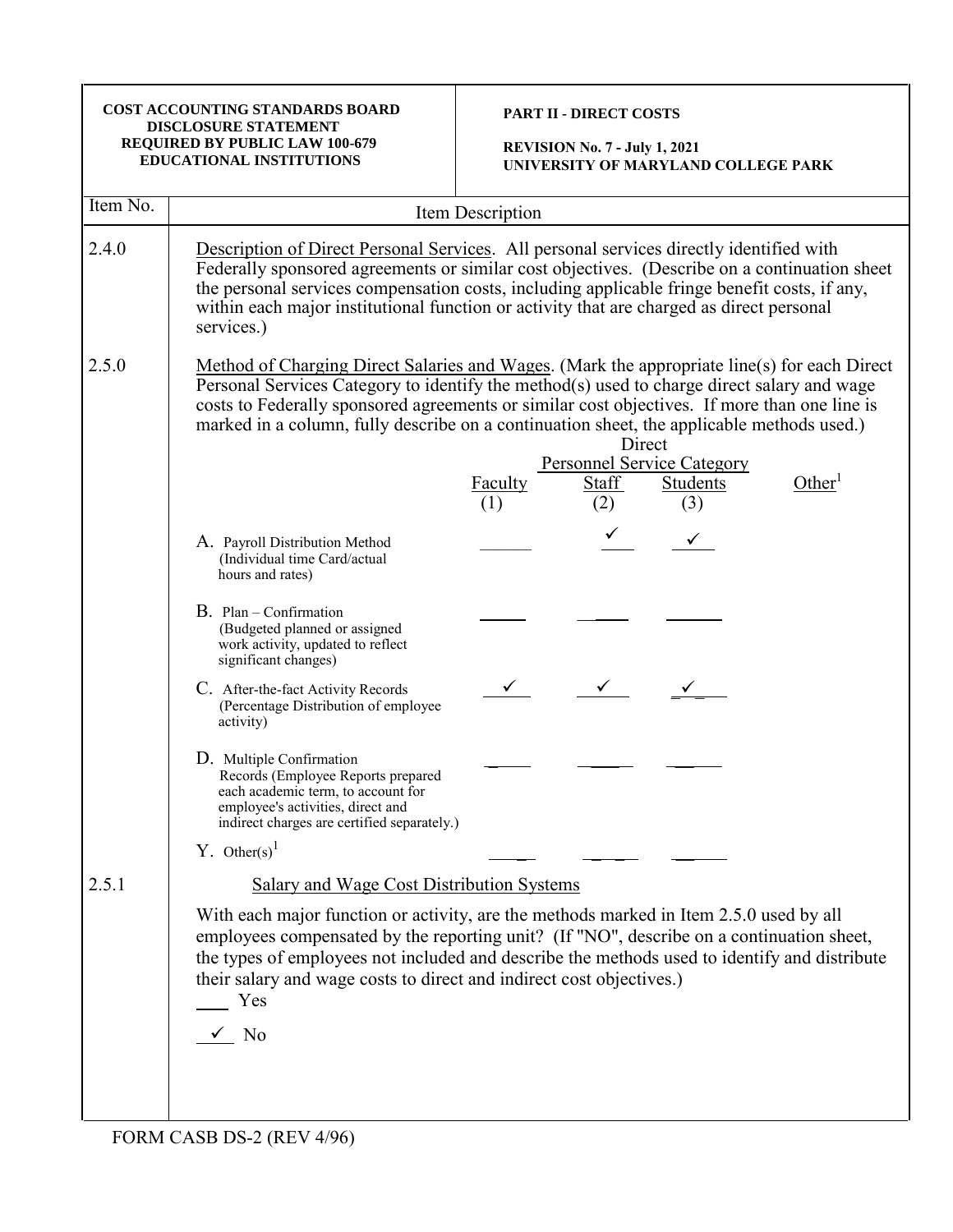| COST ACCOUNTING STANDARDS BOARD DISCLOSURE STATEMENT REQUIRED BY PUBLIC LAW 100-679 EDUCATIONAL INSTITUTIONS | PART II - DIRECT COSTS<br><br>REVISION No. 7 - July 1, 2021<br>UNIVERSITY OF MARYLAND COLLEGE PARK |
|---|---|

| Item No. | Item Description |
|---|---|

**2.4.0** Description of Direct Personal Services. All personal services directly identified with Federally sponsored agreements or similar cost objectives. (Describe on a continuation sheet the personal services compensation costs, including applicable fringe benefit costs, if any, within each major institutional function or activity that are charged as direct personal services.)

**2.5.0** Method of Charging Direct Salaries and Wages. (Mark the appropriate line(s) for each Direct Personal Services Category to identify the method(s) used to charge direct salary and wage costs to Federally sponsored agreements or similar cost objectives. If more than one line is marked in a column, fully describe on a continuation sheet, the applicable methods used.)

| | Direct Personnel Service Category | | | |
|---|---|---|---|---|
| | Faculty (1) | Staff (2) | Students (3) | Other[1] |
| A. Payroll Distribution Method (Individual time Card/actual hours and rates) | | ✓ | ✓ | |
| B. Plan – Confirmation (Budgeted planned or assigned work activity, updated to reflect significant changes) | | | | |
| C. After-the-fact Activity Records (Percentage Distribution of employee activity) | ✓ | ✓ | ✓ | |
| D. Multiple Confirmation Records (Employee Reports prepared each academic term, to account for employee's activities, direct and indirect charges are certified separately.) | | | | |
| Y. Other(s)[1] | | | | |

**2.5.1** Salary and Wage Cost Distribution Systems

With each major function or activity, are the methods marked in Item 2.5.0 used by all employees compensated by the reporting unit? (If "NO", describe on a continuation sheet, the types of employees not included and describe the methods used to identify and distribute their salary and wage costs to direct and indirect cost objectives.)

___ Yes

✓ No

FORM CASB DS-2 (REV 4/96)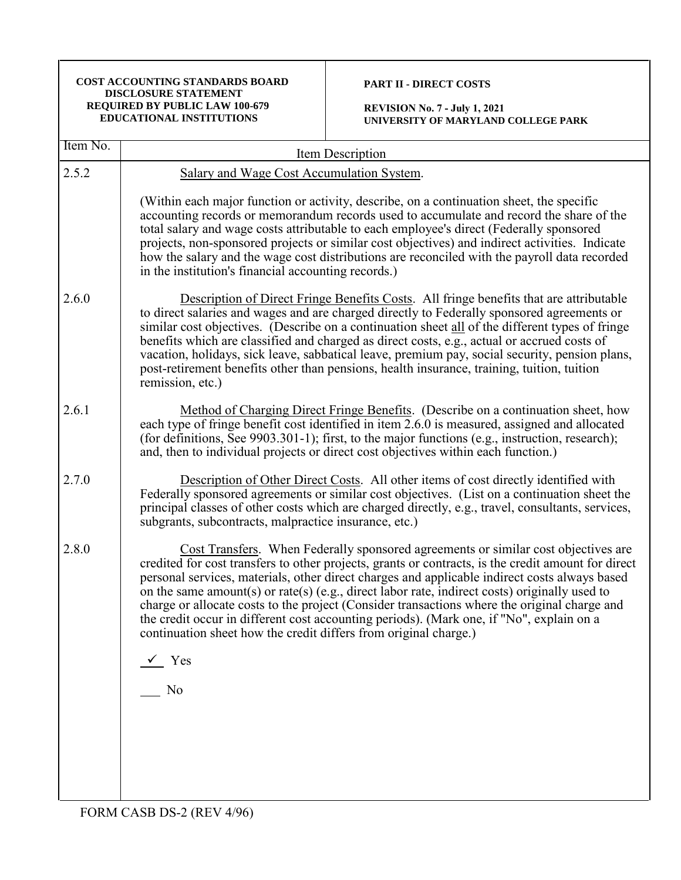**COST ACCOUNTING STANDARDS BOARD DISCLOSURE STATEMENT REQUIRED BY PUBLIC LAW 100-679 EDUCATIONAL INSTITUTIONS**

**PART II - DIRECT COSTS**

**REVISION No. 7 - July 1, 2021**
**UNIVERSITY OF MARYLAND COLLEGE PARK**

| Item No. | Item Description |
|---|---|
| 2.5.2 | Salary and Wage Cost Accumulation System.<br><br>(Within each major function or activity, describe, on a continuation sheet, the specific accounting records or memorandum records used to accumulate and record the share of the total salary and wage costs attributable to each employee's direct (Federally sponsored projects, non-sponsored projects or similar cost objectives) and indirect activities. Indicate how the salary and the wage cost distributions are reconciled with the payroll data recorded in the institution's financial accounting records.) |
| 2.6.0 | Description of Direct Fringe Benefits Costs. All fringe benefits that are attributable to direct salaries and wages and are charged directly to Federally sponsored agreements or similar cost objectives. (Describe on a continuation sheet all of the different types of fringe benefits which are classified and charged as direct costs, e.g., actual or accrued costs of vacation, holidays, sick leave, sabbatical leave, premium pay, social security, pension plans, post-retirement benefits other than pensions, health insurance, training, tuition, tuition remission, etc.) |
| 2.6.1 | Method of Charging Direct Fringe Benefits. (Describe on a continuation sheet, how each type of fringe benefit cost identified in item 2.6.0 is measured, assigned and allocated (for definitions, See 9903.301-1); first, to the major functions (e.g., instruction, research); and, then to individual projects or direct cost objectives within each function.) |
| 2.7.0 | Description of Other Direct Costs. All other items of cost directly identified with Federally sponsored agreements or similar cost objectives. (List on a continuation sheet the principal classes of other costs which are charged directly, e.g., travel, consultants, services, subgrants, subcontracts, malpractice insurance, etc.) |
| 2.8.0 | Cost Transfers. When Federally sponsored agreements or similar cost objectives are credited for cost transfers to other projects, grants or contracts, is the credit amount for direct personal services, materials, other direct charges and applicable indirect costs always based on the same amount(s) or rate(s) (e.g., direct labor rate, indirect costs) originally used to charge or allocate costs to the project (Consider transactions where the original charge and the credit occur in different cost accounting periods). (Mark one, if "No", explain on a continuation sheet how the credit differs from original charge.)<br><br>✓ Yes<br><br>\_\_\_ No |

FORM CASB DS-2 (REV 4/96)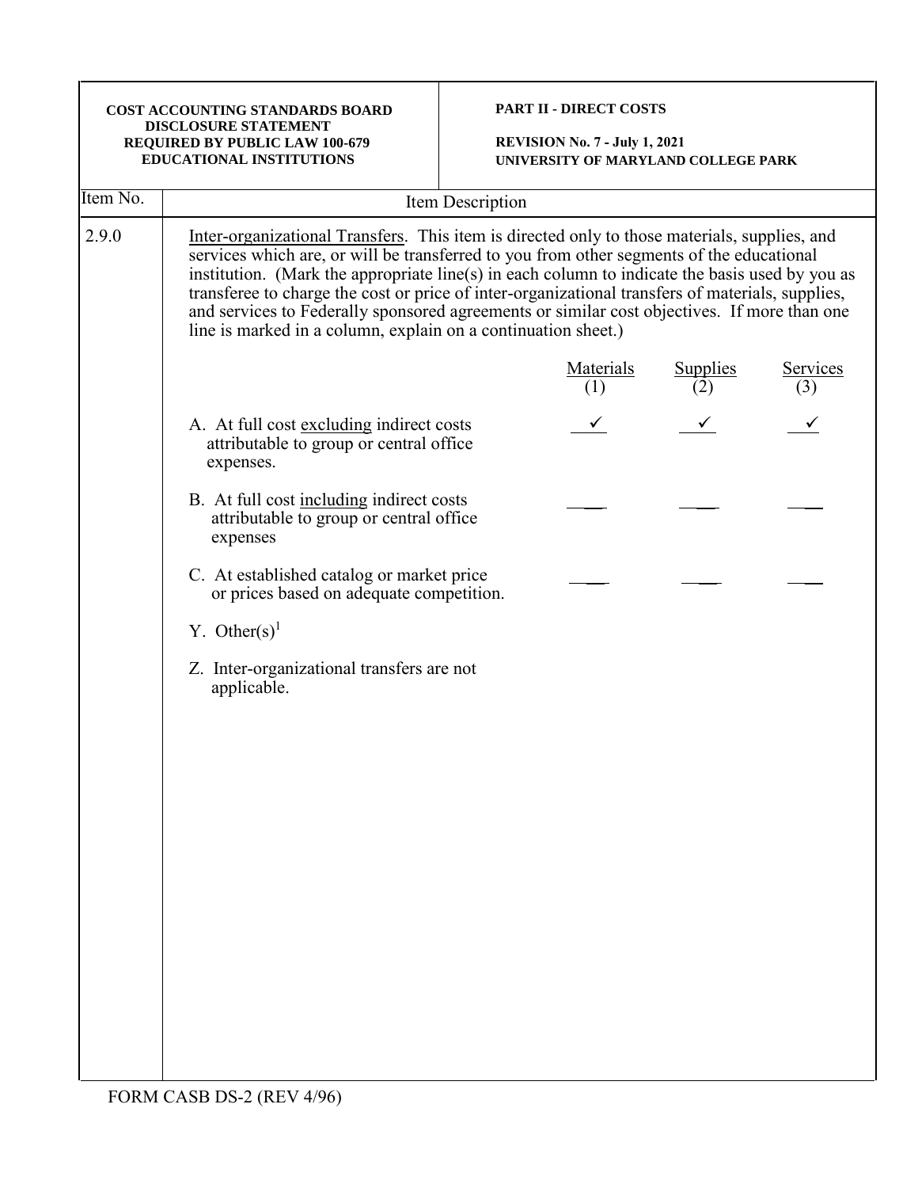**COST ACCOUNTING STANDARDS BOARD DISCLOSURE STATEMENT REQUIRED BY PUBLIC LAW 100-679 EDUCATIONAL INSTITUTIONS**

**PART II - DIRECT COSTS**

**REVISION No. 7 - July 1, 2021**
**UNIVERSITY OF MARYLAND COLLEGE PARK**

| Item No. | Item Description |
|---|---|
| 2.9.0 | Inter-organizational Transfers. This item is directed only to those materials, supplies, and services which are, or will be transferred to you from other segments of the educational institution. (Mark the appropriate line(s) in each column to indicate the basis used by you as transferee to charge the cost or price of inter-organizational transfers of materials, supplies, and services to Federally sponsored agreements or similar cost objectives. If more than one line is marked in a column, explain on a continuation sheet.) |

| | Materials (1) | Supplies (2) | Services (3) |
|---|---|---|---|
| A. At full cost excluding indirect costs attributable to group or central office expenses. | ✓ | ✓ | ✓ |
| B. At full cost including indirect costs attributable to group or central office expenses | ___ | ___ | ___ |
| C. At established catalog or market price or prices based on adequate competition. | ___ | ___ | ___ |
| Y. Other(s)[1] | | | |
| Z. Inter-organizational transfers are not applicable. | | | |

FORM CASB DS-2 (REV 4/96)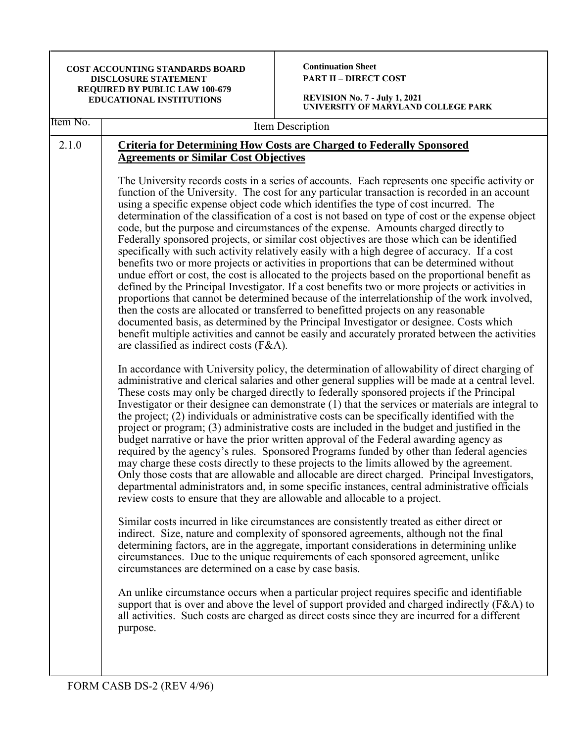| Item No. | Item Description |
|---|---|
| 2.1.0 | **Criteria for Determining How Costs are Charged to Federally Sponsored Agreements or Similar Cost Objectives** |

The University records costs in a series of accounts. Each represents one specific activity or function of the University. The cost for any particular transaction is recorded in an account using a specific expense object code which identifies the type of cost incurred. The determination of the classification of a cost is not based on type of cost or the expense object code, but the purpose and circumstances of the expense. Amounts charged directly to Federally sponsored projects, or similar cost objectives are those which can be identified specifically with such activity relatively easily with a high degree of accuracy. If a cost benefits two or more projects or activities in proportions that can be determined without undue effort or cost, the cost is allocated to the projects based on the proportional benefit as defined by the Principal Investigator. If a cost benefits two or more projects or activities in proportions that cannot be determined because of the interrelationship of the work involved, then the costs are allocated or transferred to benefitted projects on any reasonable documented basis, as determined by the Principal Investigator or designee. Costs which benefit multiple activities and cannot be easily and accurately prorated between the activities are classified as indirect costs (F&A).

In accordance with University policy, the determination of allowability of direct charging of administrative and clerical salaries and other general supplies will be made at a central level. These costs may only be charged directly to federally sponsored projects if the Principal Investigator or their designee can demonstrate (1) that the services or materials are integral to the project; (2) individuals or administrative costs can be specifically identified with the project or program; (3) administrative costs are included in the budget and justified in the budget narrative or have the prior written approval of the Federal awarding agency as required by the agency's rules. Sponsored Programs funded by other than federal agencies may charge these costs directly to these projects to the limits allowed by the agreement. Only those costs that are allowable and allocable are direct charged. Principal Investigators, departmental administrators and, in some specific instances, central administrative officials review costs to ensure that they are allowable and allocable to a project.

Similar costs incurred in like circumstances are consistently treated as either direct or indirect. Size, nature and complexity of sponsored agreements, although not the final determining factors, are in the aggregate, important considerations in determining unlike circumstances. Due to the unique requirements of each sponsored agreement, unlike circumstances are determined on a case by case basis.

An unlike circumstance occurs when a particular project requires specific and identifiable support that is over and above the level of support provided and charged indirectly (F&A) to all activities. Such costs are charged as direct costs since they are incurred for a different purpose.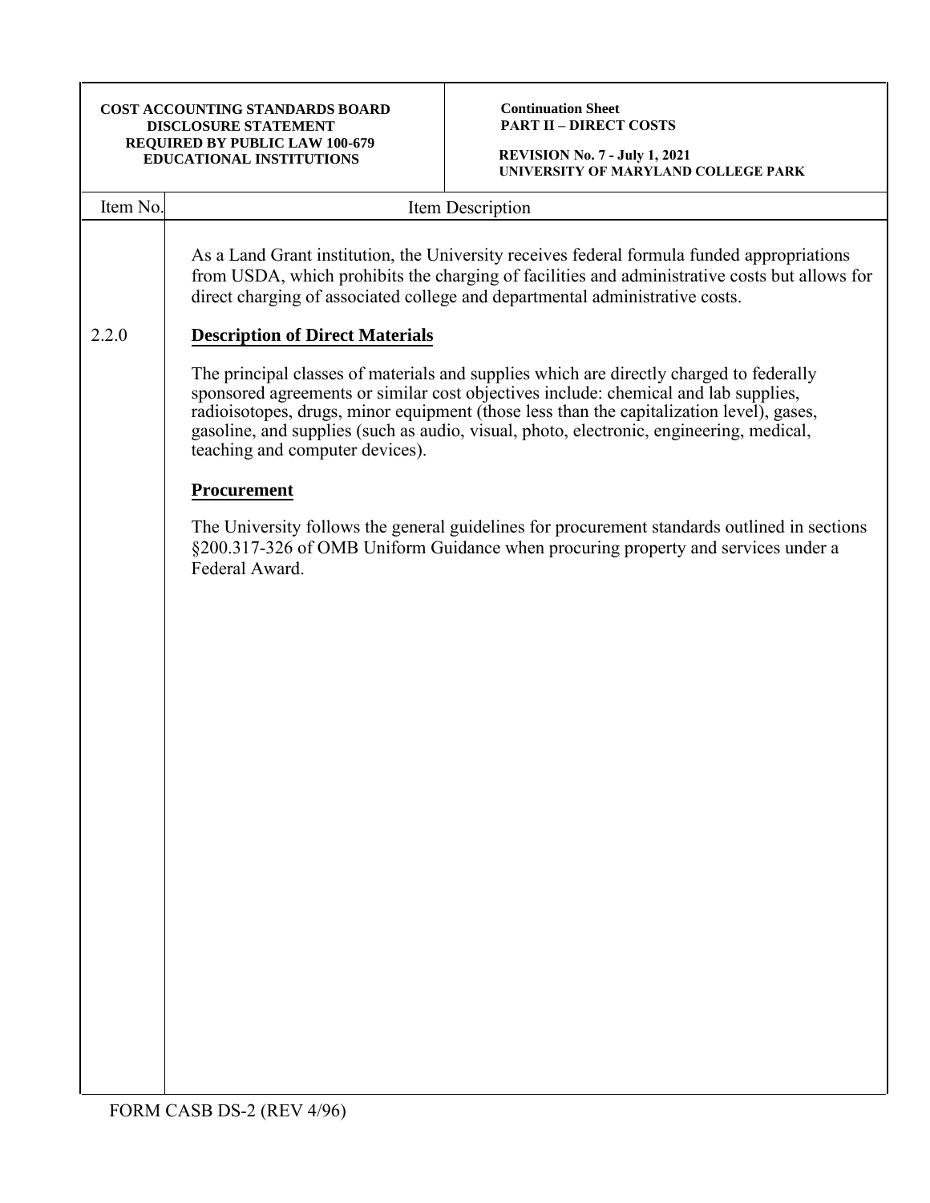As a Land Grant institution, the University receives federal formula funded appropriations from USDA, which prohibits the charging of facilities and administrative costs but allows for direct charging of associated college and departmental administrative costs.

2.2.0 **Description of Direct Materials**

The principal classes of materials and supplies which are directly charged to federally sponsored agreements or similar cost objectives include: chemical and lab supplies, radioisotopes, drugs, minor equipment (those less than the capitalization level), gases, gasoline, and supplies (such as audio, visual, photo, electronic, engineering, medical, teaching and computer devices).

**Procurement**

The University follows the general guidelines for procurement standards outlined in sections §200.317-326 of OMB Uniform Guidance when procuring property and services under a Federal Award.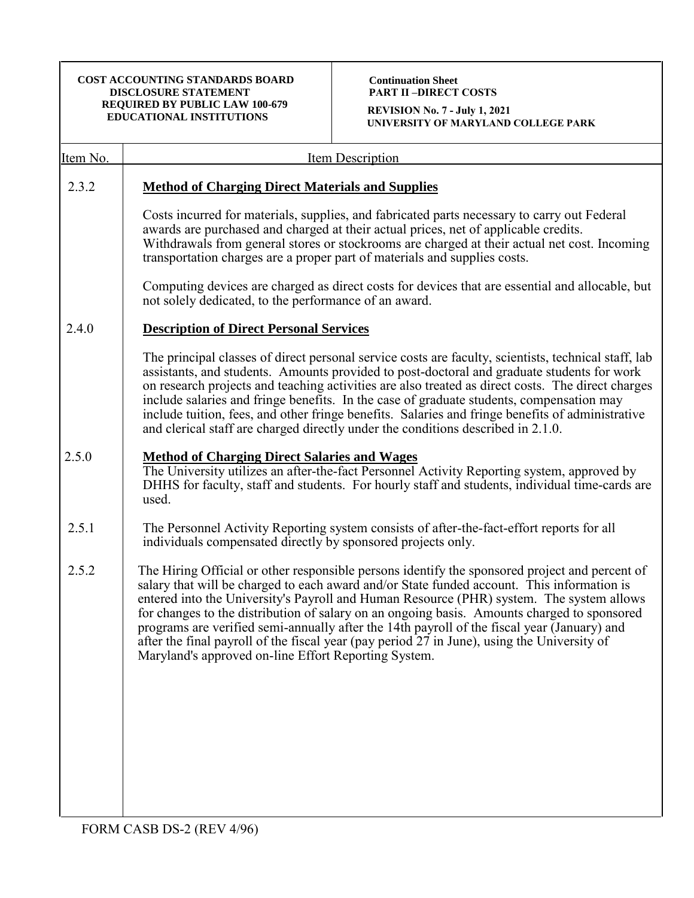| Item No. | Item Description |
|---|---|
| 2.3.2 | **Method of Charging Direct Materials and Supplies**<br><br>Costs incurred for materials, supplies, and fabricated parts necessary to carry out Federal awards are purchased and charged at their actual prices, net of applicable credits. Withdrawals from general stores or stockrooms are charged at their actual net cost. Incoming transportation charges are a proper part of materials and supplies costs.<br><br>Computing devices are charged as direct costs for devices that are essential and allocable, but not solely dedicated, to the performance of an award. |
| 2.4.0 | **Description of Direct Personal Services**<br><br>The principal classes of direct personal service costs are faculty, scientists, technical staff, lab assistants, and students. Amounts provided to post-doctoral and graduate students for work on research projects and teaching activities are also treated as direct costs. The direct charges include salaries and fringe benefits. In the case of graduate students, compensation may include tuition, fees, and other fringe benefits. Salaries and fringe benefits of administrative and clerical staff are charged directly under the conditions described in 2.1.0. |
| 2.5.0 | **Method of Charging Direct Salaries and Wages**<br>The University utilizes an after-the-fact Personnel Activity Reporting system, approved by DHHS for faculty, staff and students. For hourly staff and students, individual time-cards are used. |
| 2.5.1 | The Personnel Activity Reporting system consists of after-the-fact-effort reports for all individuals compensated directly by sponsored projects only. |
| 2.5.2 | The Hiring Official or other responsible persons identify the sponsored project and percent of salary that will be charged to each award and/or State funded account. This information is entered into the University's Payroll and Human Resource (PHR) system. The system allows for changes to the distribution of salary on an ongoing basis. Amounts charged to sponsored programs are verified semi-annually after the 14th payroll of the fiscal year (January) and after the final payroll of the fiscal year (pay period 27 in June), using the University of Maryland's approved on-line Effort Reporting System. |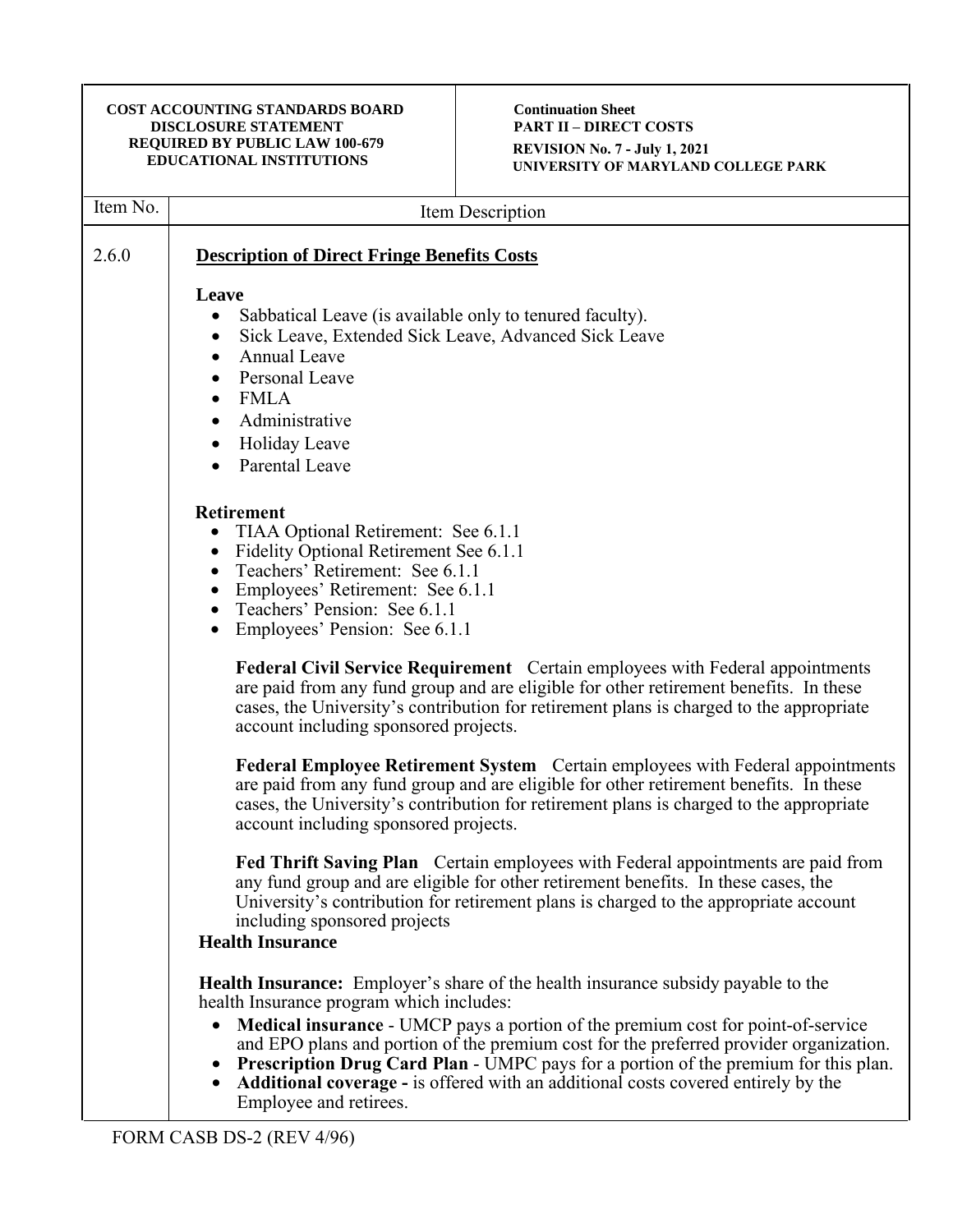**COST ACCOUNTING STANDARDS BOARD DISCLOSURE STATEMENT REQUIRED BY PUBLIC LAW 100-679 EDUCATIONAL INSTITUTIONS**

**Continuation Sheet**
**PART II – DIRECT COSTS**
**REVISION No. 7 - July 1, 2021**
**UNIVERSITY OF MARYLAND COLLEGE PARK**

| Item No. | Item Description |
|---|---|

2.6.0

## Description of Direct Fringe Benefits Costs

**Leave**

- Sabbatical Leave (is available only to tenured faculty).
- Sick Leave, Extended Sick Leave, Advanced Sick Leave
- Annual Leave
- Personal Leave
- FMLA
- Administrative
- Holiday Leave
- Parental Leave

**Retirement**

- TIAA Optional Retirement: See 6.1.1
- Fidelity Optional Retirement See 6.1.1
- Teachers' Retirement: See 6.1.1
- Employees' Retirement: See 6.1.1
- Teachers' Pension: See 6.1.1
- Employees' Pension: See 6.1.1

**Federal Civil Service Requirement** Certain employees with Federal appointments are paid from any fund group and are eligible for other retirement benefits. In these cases, the University's contribution for retirement plans is charged to the appropriate account including sponsored projects.

**Federal Employee Retirement System** Certain employees with Federal appointments are paid from any fund group and are eligible for other retirement benefits. In these cases, the University's contribution for retirement plans is charged to the appropriate account including sponsored projects.

**Fed Thrift Saving Plan** Certain employees with Federal appointments are paid from any fund group and are eligible for other retirement benefits. In these cases, the University's contribution for retirement plans is charged to the appropriate account including sponsored projects

**Health Insurance**

**Health Insurance:** Employer's share of the health insurance subsidy payable to the health Insurance program which includes:

- **Medical insurance** - UMCP pays a portion of the premium cost for point-of-service and EPO plans and portion of the premium cost for the preferred provider organization.
- **Prescription Drug Card Plan** - UMPC pays for a portion of the premium for this plan.
- **Additional coverage -** is offered with an additional costs covered entirely by the Employee and retirees.

FORM CASB DS-2 (REV 4/96)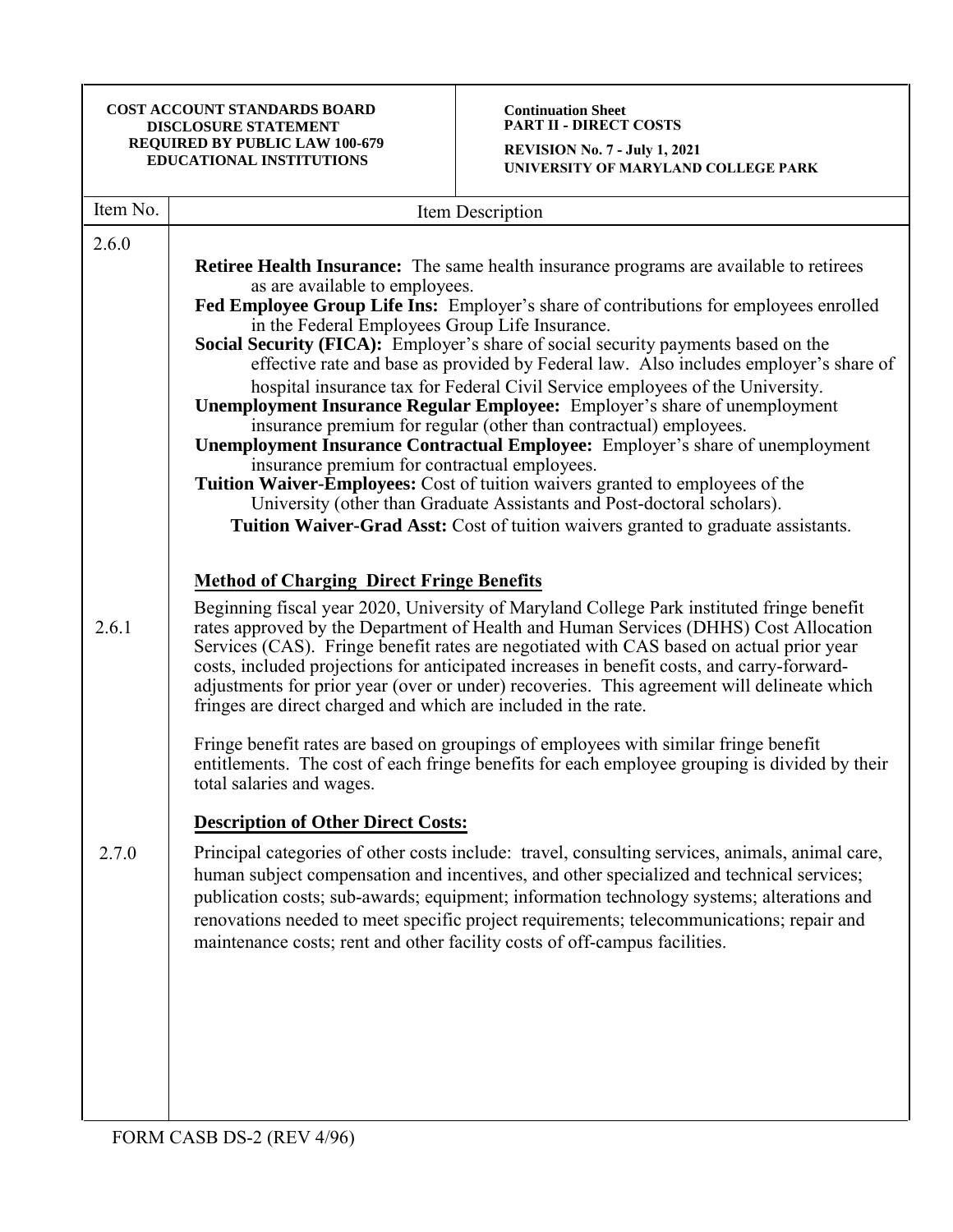| Item No. | Item Description |
|---|---|
| 2.6.0 | **Retiree Health Insurance:** The same health insurance programs are available to retirees as are available to employees.<br>**Fed Employee Group Life Ins:** Employer's share of contributions for employees enrolled in the Federal Employees Group Life Insurance.<br>**Social Security (FICA):** Employer's share of social security payments based on the effective rate and base as provided by Federal law. Also includes employer's share of hospital insurance tax for Federal Civil Service employees of the University.<br>**Unemployment Insurance Regular Employee:** Employer's share of unemployment insurance premium for regular (other than contractual) employees.<br>**Unemployment Insurance Contractual Employee:** Employer's share of unemployment insurance premium for contractual employees.<br>**Tuition Waiver-Employees:** Cost of tuition waivers granted to employees of the University (other than Graduate Assistants and Post-doctoral scholars).<br>**Tuition Waiver-Grad Asst:** Cost of tuition waivers granted to graduate assistants. |
| | **Method of Charging Direct Fringe Benefits** |
| 2.6.1 | Beginning fiscal year 2020, University of Maryland College Park instituted fringe benefit rates approved by the Department of Health and Human Services (DHHS) Cost Allocation Services (CAS). Fringe benefit rates are negotiated with CAS based on actual prior year costs, included projections for anticipated increases in benefit costs, and carry-forward-adjustments for prior year (over or under) recoveries. This agreement will delineate which fringes are direct charged and which are included in the rate.<br><br>Fringe benefit rates are based on groupings of employees with similar fringe benefit entitlements. The cost of each fringe benefits for each employee grouping is divided by their total salaries and wages. |
| | **Description of Other Direct Costs:** |
| 2.7.0 | Principal categories of other costs include: travel, consulting services, animals, animal care, human subject compensation and incentives, and other specialized and technical services; publication costs; sub-awards; equipment; information technology systems; alterations and renovations needed to meet specific project requirements; telecommunications; repair and maintenance costs; rent and other facility costs of off-campus facilities. |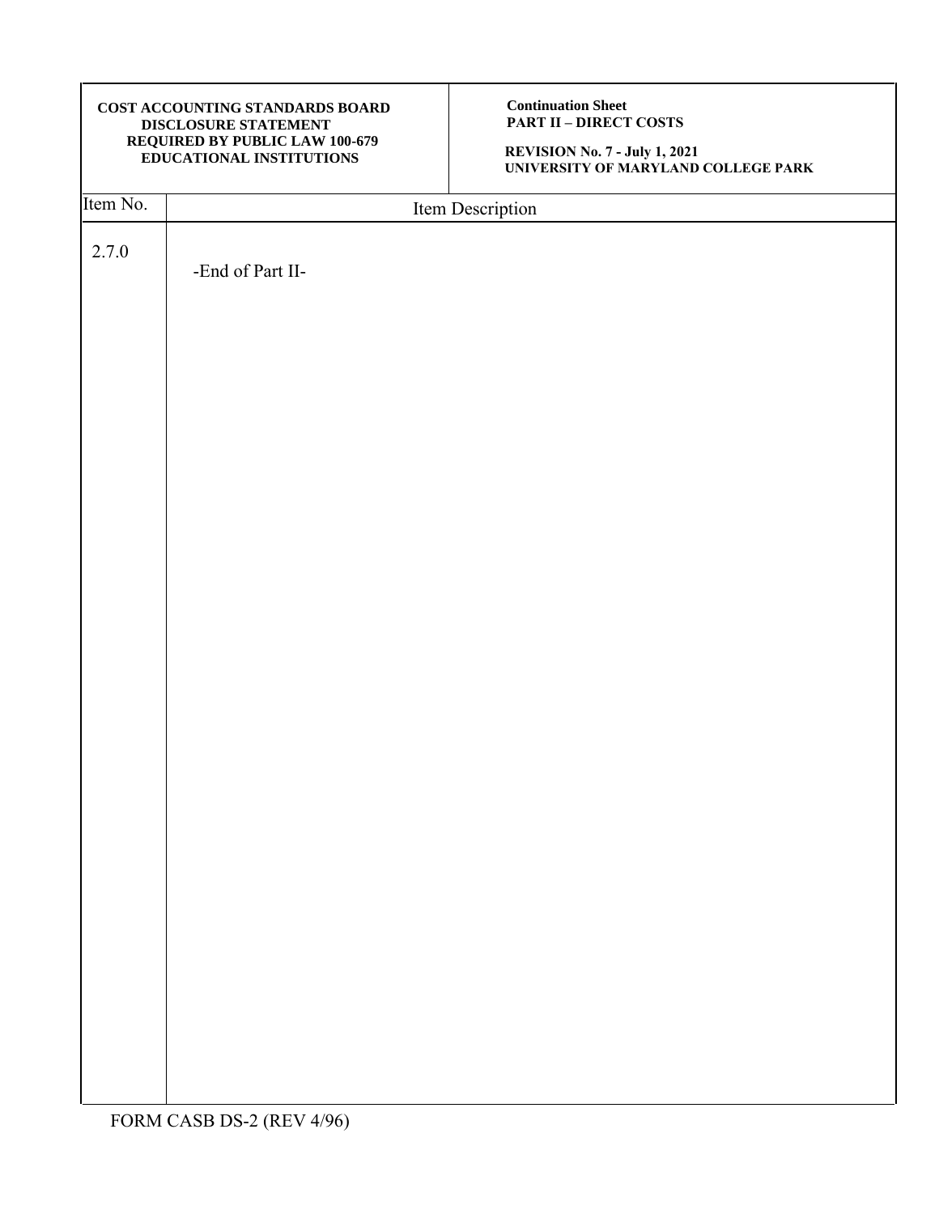| COST ACCOUNTING STANDARDS BOARD DISCLOSURE STATEMENT REQUIRED BY PUBLIC LAW 100-679 EDUCATIONAL INSTITUTIONS | Continuation Sheet PART II – DIRECT COSTS REVISION No. 7 - July 1, 2021 UNIVERSITY OF MARYLAND COLLEGE PARK |
|---|---|

| Item No. | Item Description |
|---|---|
| 2.7.0 | -End of Part II- |

FORM CASB DS-2 (REV 4/96)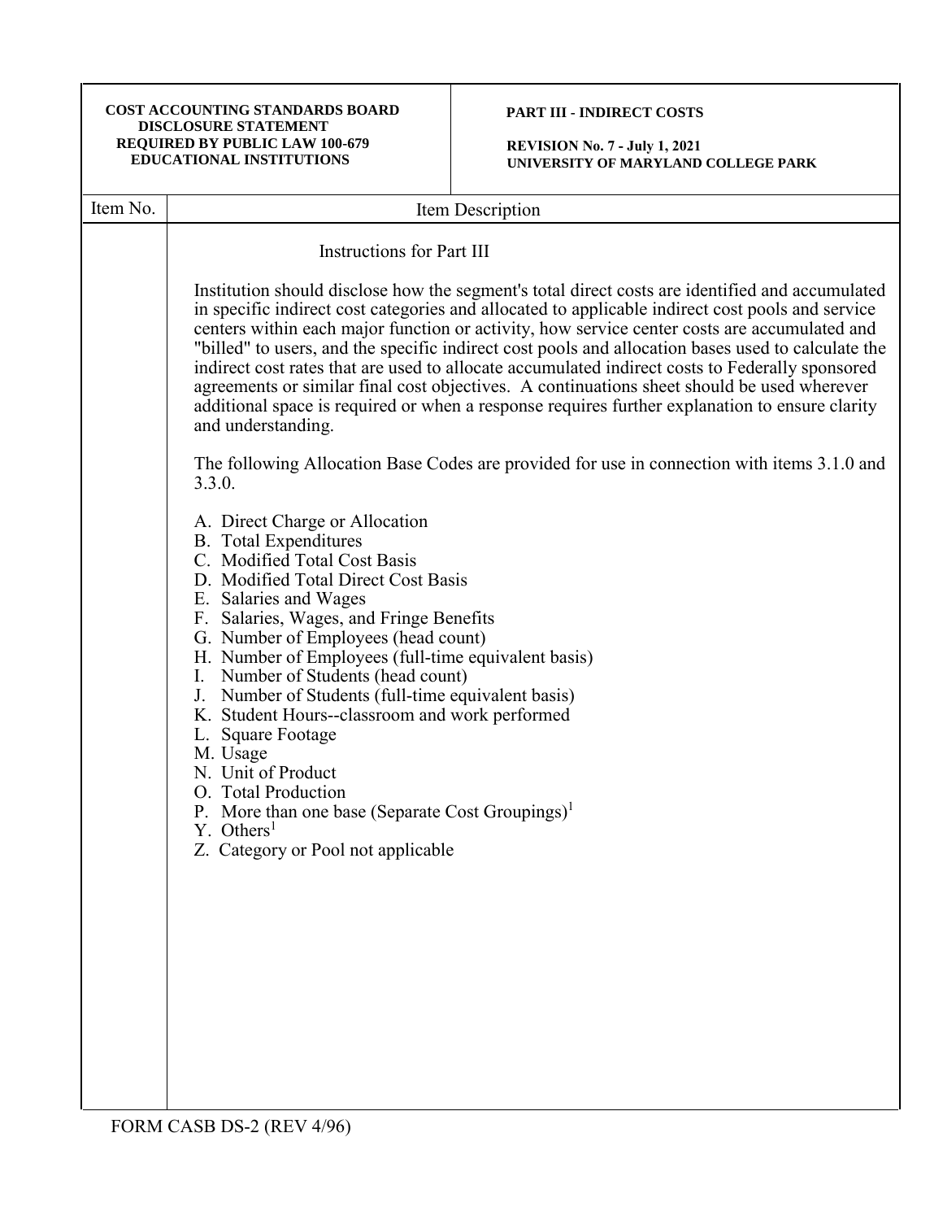| COST ACCOUNTING STANDARDS BOARD DISCLOSURE STATEMENT REQUIRED BY PUBLIC LAW 100-679 EDUCATIONAL INSTITUTIONS | PART III - INDIRECT COSTS<br><br>REVISION No. 7 - July 1, 2021<br>UNIVERSITY OF MARYLAND COLLEGE PARK |
|---|---|

| Item No. | Item Description |
|---|---|

Instructions for Part III

Institution should disclose how the segment's total direct costs are identified and accumulated in specific indirect cost categories and allocated to applicable indirect cost pools and service centers within each major function or activity, how service center costs are accumulated and "billed" to users, and the specific indirect cost pools and allocation bases used to calculate the indirect cost rates that are used to allocate accumulated indirect costs to Federally sponsored agreements or similar final cost objectives. A continuations sheet should be used wherever additional space is required or when a response requires further explanation to ensure clarity and understanding.

The following Allocation Base Codes are provided for use in connection with items 3.1.0 and 3.3.0.

A. Direct Charge or Allocation
B. Total Expenditures
C. Modified Total Cost Basis
D. Modified Total Direct Cost Basis
E. Salaries and Wages
F. Salaries, Wages, and Fringe Benefits
G. Number of Employees (head count)
H. Number of Employees (full-time equivalent basis)
I. Number of Students (head count)
J. Number of Students (full-time equivalent basis)
K. Student Hours--classroom and work performed
L. Square Footage
M. Usage
N. Unit of Product
O. Total Production
P. More than one base (Separate Cost Groupings)[1]
Y. Others[1]
Z. Category or Pool not applicable

FORM CASB DS-2 (REV 4/96)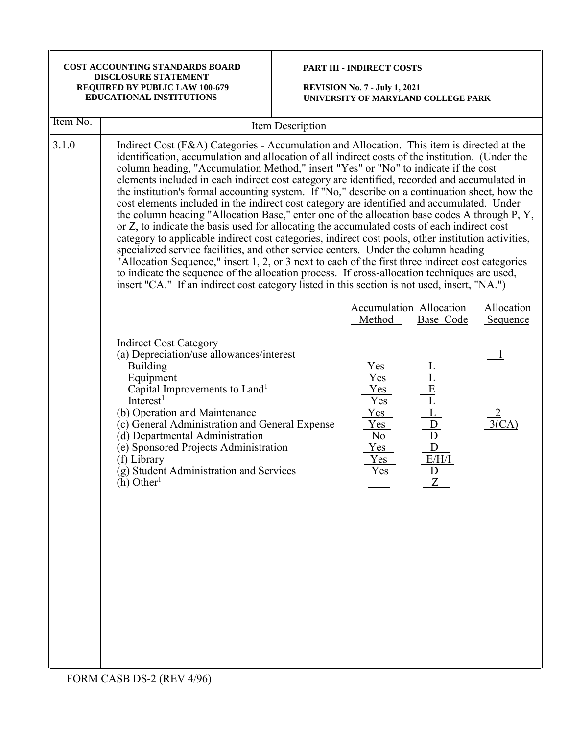| COST ACCOUNTING STANDARDS BOARD DISCLOSURE STATEMENT REQUIRED BY PUBLIC LAW 100-679 EDUCATIONAL INSTITUTIONS | PART III - INDIRECT COSTS<br><br>REVISION No. 7 - July 1, 2021<br>UNIVERSITY OF MARYLAND COLLEGE PARK |
|---|---|

| Item No. | Item Description |
|---|---|
| 3.1.0 | Indirect Cost (F&A) Categories - Accumulation and Allocation. This item is directed at the identification, accumulation and allocation of all indirect costs of the institution. (Under the column heading, "Accumulation Method," insert "Yes" or "No" to indicate if the cost elements included in each indirect cost category are identified, recorded and accumulated in the institution's formal accounting system. If "No," describe on a continuation sheet, how the cost elements included in the indirect cost category are identified and accumulated. Under the column heading "Allocation Base," enter one of the allocation base codes A through P, Y, or Z, to indicate the basis used for allocating the accumulated costs of each indirect cost category to applicable indirect cost categories, indirect cost pools, other institution activities, specialized service facilities, and other service centers. Under the column heading "Allocation Sequence," insert 1, 2, or 3 next to each of the first three indirect cost categories to indicate the sequence of the allocation process. If cross-allocation techniques are used, insert "CA." If an indirect cost category listed in this section is not used, insert, "NA.") |

| Indirect Cost Category | Accumulation Method | Allocation Base Code | Allocation Sequence |
|---|---|---|---|
| (a) Depreciation/use allowances/interest | | | 1 |
| Building | Yes | L | |
| Equipment | Yes | L | |
| Capital Improvements to Land[1] | Yes | E | |
| Interest[1] | Yes | L | |
| (b) Operation and Maintenance | Yes | L | 2 |
| (c) General Administration and General Expense | Yes | D | 3(CA) |
| (d) Departmental Administration | No | D | |
| (e) Sponsored Projects Administration | Yes | D | |
| (f) Library | Yes | E/H/I | |
| (g) Student Administration and Services | Yes | D | |
| (h) Other[1] | | Z | |

FORM CASB DS-2 (REV 4/96)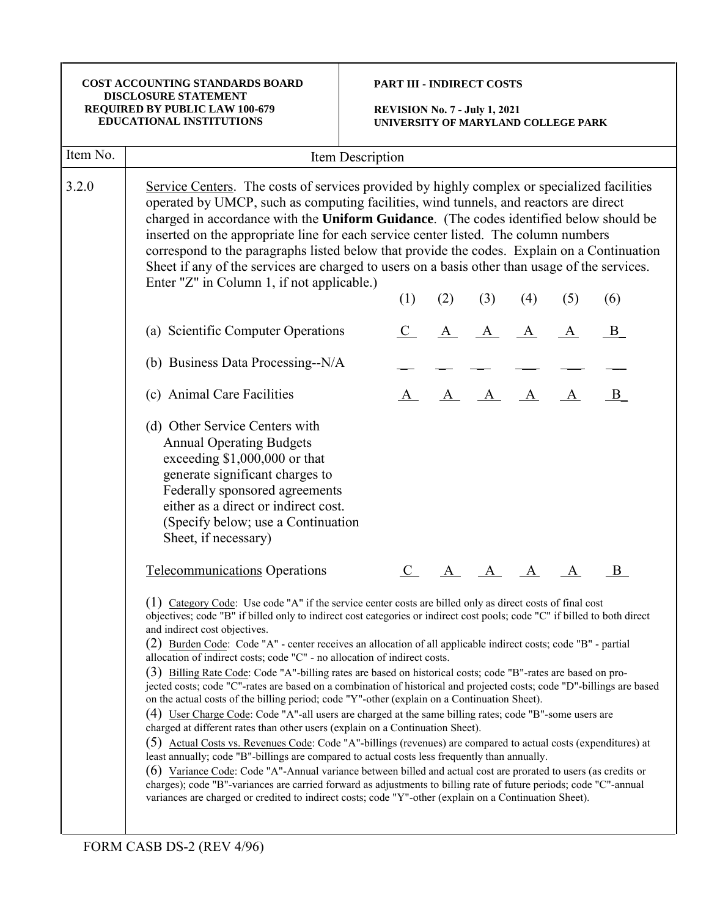**COST ACCOUNTING STANDARDS BOARD DISCLOSURE STATEMENT REQUIRED BY PUBLIC LAW 100-679 EDUCATIONAL INSTITUTIONS**

**PART III - INDIRECT COSTS**

**REVISION No. 7 - July 1, 2021**
**UNIVERSITY OF MARYLAND COLLEGE PARK**

| Item No. | Item Description |
|---|---|
| 3.2.0 | Service Centers. The costs of services provided by highly complex or specialized facilities operated by UMCP, such as computing facilities, wind tunnels, and reactors are direct charged in accordance with the **Uniform Guidance**. (The codes identified below should be inserted on the appropriate line for each service center listed. The column numbers correspond to the paragraphs listed below that provide the codes. Explain on a Continuation Sheet if any of the services are charged to users on a basis other than usage of the services. Enter "Z" in Column 1, if not applicable.) |

| | (1) | (2) | (3) | (4) | (5) | (6) |
|---|---|---|---|---|---|---|
| (a) Scientific Computer Operations | C | A | A | A | A | B |
| (b) Business Data Processing--N/A | | | | | | |
| (c) Animal Care Facilities | A | A | A | A | A | B |
| (d) Other Service Centers with Annual Operating Budgets exceeding $1,000,000 or that generate significant charges to Federally sponsored agreements either as a direct or indirect cost. (Specify below; use a Continuation Sheet, if necessary) | | | | | | |
| Telecommunications Operations | C | A | A | A | A | B |

(1) Category Code: Use code "A" if the service center costs are billed only as direct costs of final cost objectives; code "B" if billed only to indirect cost categories or indirect cost pools; code "C" if billed to both direct and indirect cost objectives.

(2) Burden Code: Code "A" - center receives an allocation of all applicable indirect costs; code "B" - partial allocation of indirect costs; code "C" - no allocation of indirect costs.

(3) Billing Rate Code: Code "A"-billing rates are based on historical costs; code "B"-rates are based on projected costs; code "C"-rates are based on a combination of historical and projected costs; code "D"-billings are based on the actual costs of the billing period; code "Y"-other (explain on a Continuation Sheet).

(4) User Charge Code: Code "A"-all users are charged at the same billing rates; code "B"-some users are charged at different rates than other users (explain on a Continuation Sheet).

(5) Actual Costs vs. Revenues Code: Code "A"-billings (revenues) are compared to actual costs (expenditures) at least annually; code "B"-billings are compared to actual costs less frequently than annually.

(6) Variance Code: Code "A"-Annual variance between billed and actual cost are prorated to users (as credits or charges); code "B"-variances are carried forward as adjustments to billing rate of future periods; code "C"-annual variances are charged or credited to indirect costs; code "Y"-other (explain on a Continuation Sheet).

FORM CASB DS-2 (REV 4/96)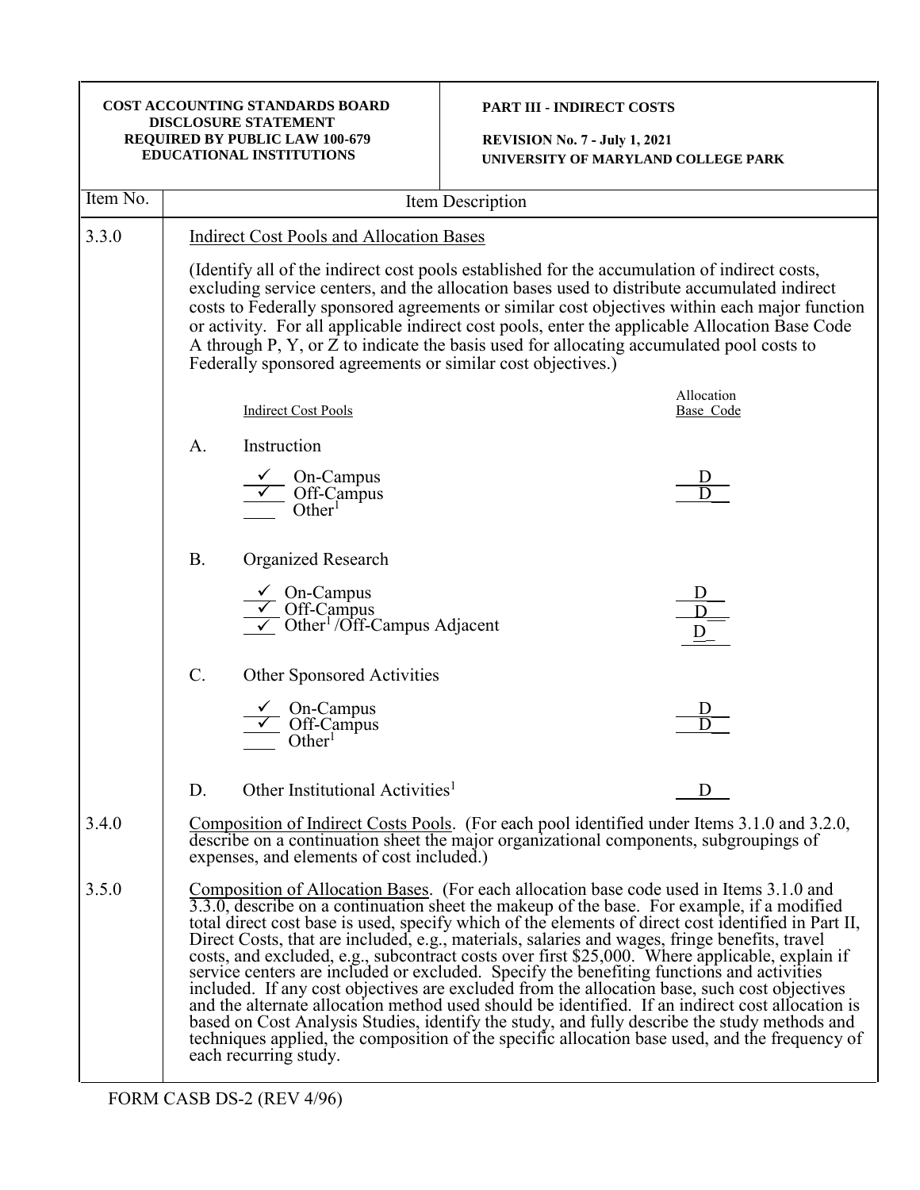| COST ACCOUNTING STANDARDS BOARD DISCLOSURE STATEMENT REQUIRED BY PUBLIC LAW 100-679 EDUCATIONAL INSTITUTIONS | PART III - INDIRECT COSTS<br>REVISION No. 7 - July 1, 2021<br>UNIVERSITY OF MARYLAND COLLEGE PARK |
|---|---|

| Item No. | Item Description |
|---|---|

**3.3.0** Indirect Cost Pools and Allocation Bases

(Identify all of the indirect cost pools established for the accumulation of indirect costs, excluding service centers, and the allocation bases used to distribute accumulated indirect costs to Federally sponsored agreements or similar cost objectives within each major function or activity. For all applicable indirect cost pools, enter the applicable Allocation Base Code A through P, Y, or Z to indicate the basis used for allocating accumulated pool costs to Federally sponsored agreements or similar cost objectives.)

| Indirect Cost Pools | | Allocation Base Code |
|---|---|---|
| A. | Instruction | |
| ✓ | On-Campus | D |
| ✓ | Off-Campus | D |
| ___ | Other[1] | |
| B. | Organized Research | |
| ✓ | On-Campus | D |
| ✓ | Off-Campus | D |
| ✓ | Other[1] /Off-Campus Adjacent | D |
| C. | Other Sponsored Activities | |
| ✓ | On-Campus | D |
| ✓ | Off-Campus | D |
| ___ | Other[1] | |
| D. | Other Institutional Activities[1] | D |

**3.4.0** Composition of Indirect Costs Pools. (For each pool identified under Items 3.1.0 and 3.2.0, describe on a continuation sheet the major organizational components, subgroupings of expenses, and elements of cost included.)

**3.5.0** Composition of Allocation Bases. (For each allocation base code used in Items 3.1.0 and 3.3.0, describe on a continuation sheet the makeup of the base. For example, if a modified total direct cost base is used, specify which of the elements of direct cost identified in Part II, Direct Costs, that are included, e.g., materials, salaries and wages, fringe benefits, travel costs, and excluded, e.g., subcontract costs over first $25,000. Where applicable, explain if service centers are included or excluded. Specify the benefiting functions and activities included. If any cost objectives are excluded from the allocation base, such cost objectives and the alternate allocation method used should be identified. If an indirect cost allocation is based on Cost Analysis Studies, identify the study, and fully describe the study methods and techniques applied, the composition of the specific allocation base used, and the frequency of each recurring study.

FORM CASB DS-2 (REV 4/96)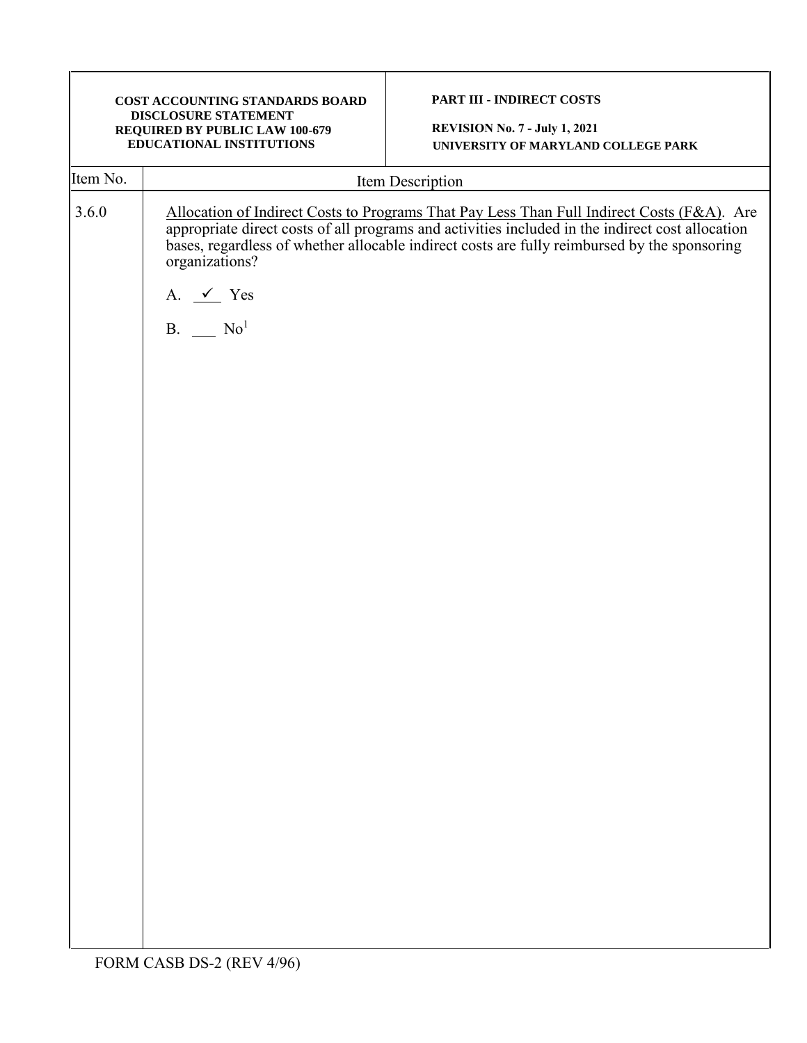| COST ACCOUNTING STANDARDS BOARD DISCLOSURE STATEMENT REQUIRED BY PUBLIC LAW 100-679 EDUCATIONAL INSTITUTIONS | PART III - INDIRECT COSTS<br><br>REVISION No. 7 - July 1, 2021<br>UNIVERSITY OF MARYLAND COLLEGE PARK |
|---|---|

| Item No. | Item Description |
|---|---|
| 3.6.0 | Allocation of Indirect Costs to Programs That Pay Less Than Full Indirect Costs (F&A). Are appropriate direct costs of all programs and activities included in the indirect cost allocation bases, regardless of whether allocable indirect costs are fully reimbursed by the sponsoring organizations?<br><br>A. _✓_ Yes<br><br>B. ___ No[1] |

FORM CASB DS-2 (REV 4/96)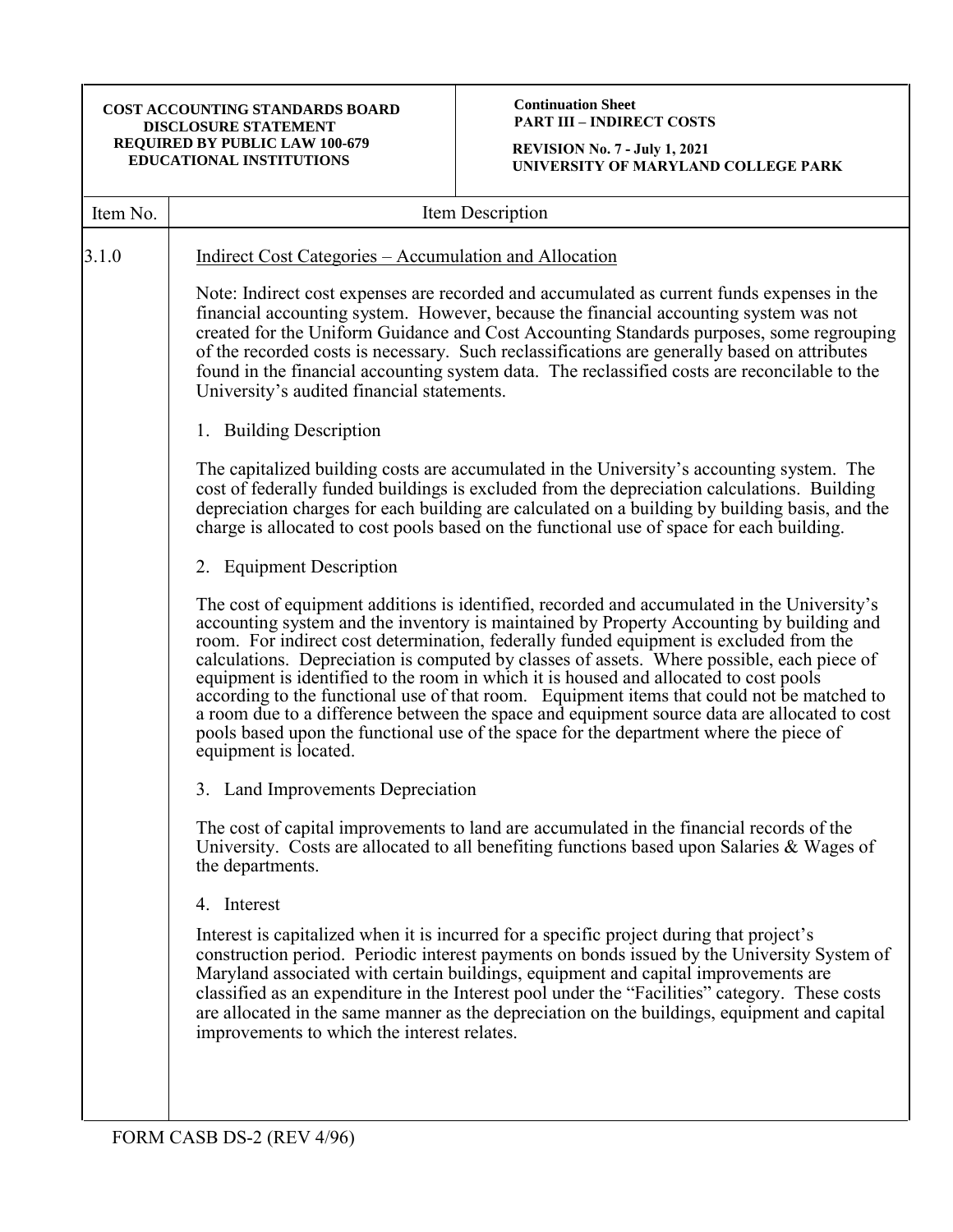| Item No. | Item Description |
|---|---|
| 3.1.0 | Indirect Cost Categories – Accumulation and Allocation |

Note: Indirect cost expenses are recorded and accumulated as current funds expenses in the financial accounting system. However, because the financial accounting system was not created for the Uniform Guidance and Cost Accounting Standards purposes, some regrouping of the recorded costs is necessary. Such reclassifications are generally based on attributes found in the financial accounting system data. The reclassified costs are reconcilable to the University's audited financial statements.

1. Building Description

The capitalized building costs are accumulated in the University's accounting system. The cost of federally funded buildings is excluded from the depreciation calculations. Building depreciation charges for each building are calculated on a building by building basis, and the charge is allocated to cost pools based on the functional use of space for each building.

2. Equipment Description

The cost of equipment additions is identified, recorded and accumulated in the University's accounting system and the inventory is maintained by Property Accounting by building and room. For indirect cost determination, federally funded equipment is excluded from the calculations. Depreciation is computed by classes of assets. Where possible, each piece of equipment is identified to the room in which it is housed and allocated to cost pools according to the functional use of that room. Equipment items that could not be matched to a room due to a difference between the space and equipment source data are allocated to cost pools based upon the functional use of the space for the department where the piece of equipment is located.

3. Land Improvements Depreciation

The cost of capital improvements to land are accumulated in the financial records of the University. Costs are allocated to all benefiting functions based upon Salaries & Wages of the departments.

4. Interest

Interest is capitalized when it is incurred for a specific project during that project's construction period. Periodic interest payments on bonds issued by the University System of Maryland associated with certain buildings, equipment and capital improvements are classified as an expenditure in the Interest pool under the "Facilities" category. These costs are allocated in the same manner as the depreciation on the buildings, equipment and capital improvements to which the interest relates.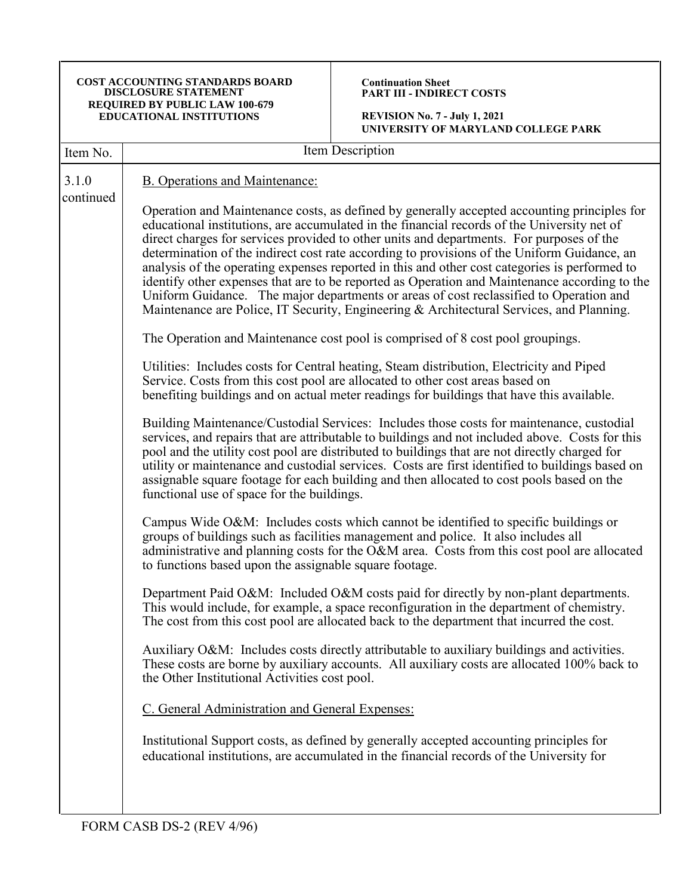| Item No. | Item Description |
|---|---|
| 3.1.0 continued | B. Operations and Maintenance: |

B. Operations and Maintenance:

Operation and Maintenance costs, as defined by generally accepted accounting principles for educational institutions, are accumulated in the financial records of the University net of direct charges for services provided to other units and departments. For purposes of the determination of the indirect cost rate according to provisions of the Uniform Guidance, an analysis of the operating expenses reported in this and other cost categories is performed to identify other expenses that are to be reported as Operation and Maintenance according to the Uniform Guidance. The major departments or areas of cost reclassified to Operation and Maintenance are Police, IT Security, Engineering & Architectural Services, and Planning.

The Operation and Maintenance cost pool is comprised of 8 cost pool groupings.

Utilities: Includes costs for Central heating, Steam distribution, Electricity and Piped Service. Costs from this cost pool are allocated to other cost areas based on benefiting buildings and on actual meter readings for buildings that have this available.

Building Maintenance/Custodial Services: Includes those costs for maintenance, custodial services, and repairs that are attributable to buildings and not included above. Costs for this pool and the utility cost pool are distributed to buildings that are not directly charged for utility or maintenance and custodial services. Costs are first identified to buildings based on assignable square footage for each building and then allocated to cost pools based on the functional use of space for the buildings.

Campus Wide O&M: Includes costs which cannot be identified to specific buildings or groups of buildings such as facilities management and police. It also includes all administrative and planning costs for the O&M area. Costs from this cost pool are allocated to functions based upon the assignable square footage.

Department Paid O&M: Included O&M costs paid for directly by non-plant departments. This would include, for example, a space reconfiguration in the department of chemistry. The cost from this cost pool are allocated back to the department that incurred the cost.

Auxiliary O&M: Includes costs directly attributable to auxiliary buildings and activities. These costs are borne by auxiliary accounts. All auxiliary costs are allocated 100% back to the Other Institutional Activities cost pool.

C. General Administration and General Expenses:

Institutional Support costs, as defined by generally accepted accounting principles for educational institutions, are accumulated in the financial records of the University for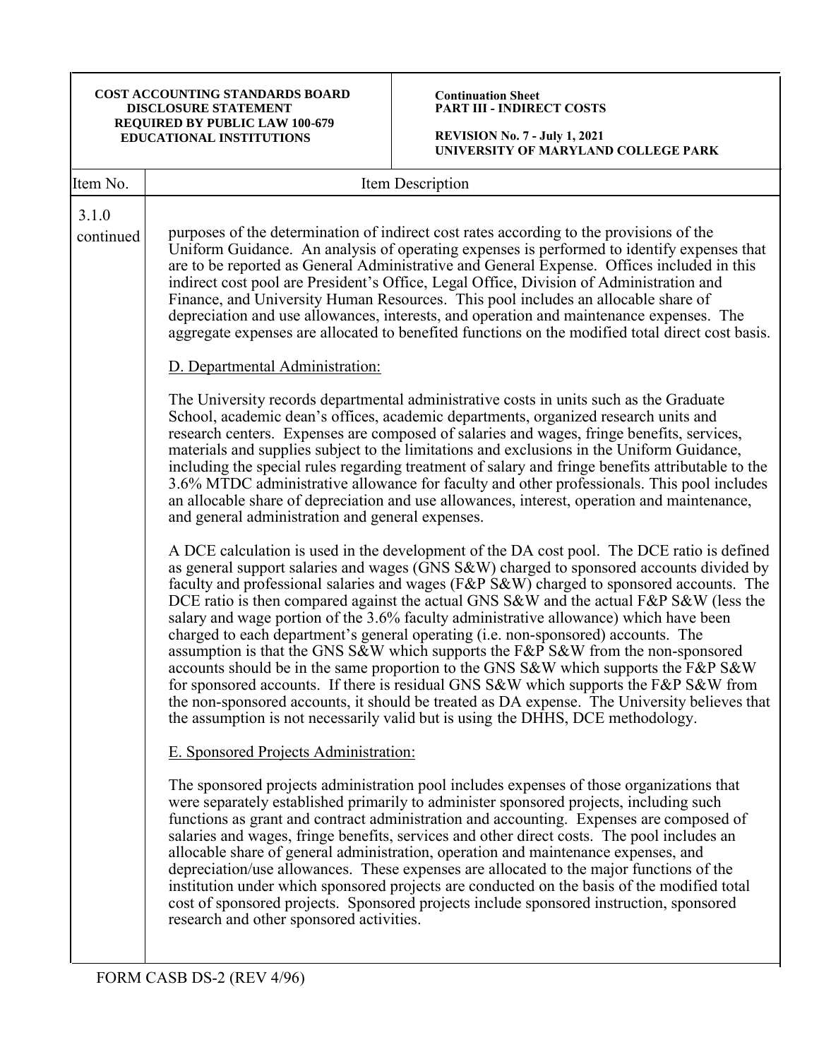| Item No. | Item Description |
|---|---|
| 3.1.0 continued | purposes of the determination of indirect cost rates according to the provisions of the Uniform Guidance. An analysis of operating expenses is performed to identify expenses that are to be reported as General Administrative and General Expense. Offices included in this indirect cost pool are President's Office, Legal Office, Division of Administration and Finance, and University Human Resources. This pool includes an allocable share of depreciation and use allowances, interests, and operation and maintenance expenses. The aggregate expenses are allocated to benefited functions on the modified total direct cost basis. |

D. Departmental Administration:

The University records departmental administrative costs in units such as the Graduate School, academic dean's offices, academic departments, organized research units and research centers. Expenses are composed of salaries and wages, fringe benefits, services, materials and supplies subject to the limitations and exclusions in the Uniform Guidance, including the special rules regarding treatment of salary and fringe benefits attributable to the 3.6% MTDC administrative allowance for faculty and other professionals. This pool includes an allocable share of depreciation and use allowances, interest, operation and maintenance, and general administration and general expenses.

A DCE calculation is used in the development of the DA cost pool. The DCE ratio is defined as general support salaries and wages (GNS S&W) charged to sponsored accounts divided by faculty and professional salaries and wages (F&P S&W) charged to sponsored accounts. The DCE ratio is then compared against the actual GNS S&W and the actual F&P S&W (less the salary and wage portion of the 3.6% faculty administrative allowance) which have been charged to each department's general operating (i.e. non-sponsored) accounts. The assumption is that the GNS S&W which supports the F&P S&W from the non-sponsored accounts should be in the same proportion to the GNS S&W which supports the F&P S&W for sponsored accounts. If there is residual GNS S&W which supports the F&P S&W from the non-sponsored accounts, it should be treated as DA expense. The University believes that the assumption is not necessarily valid but is using the DHHS, DCE methodology.

E. Sponsored Projects Administration:

The sponsored projects administration pool includes expenses of those organizations that were separately established primarily to administer sponsored projects, including such functions as grant and contract administration and accounting. Expenses are composed of salaries and wages, fringe benefits, services and other direct costs. The pool includes an allocable share of general administration, operation and maintenance expenses, and depreciation/use allowances. These expenses are allocated to the major functions of the institution under which sponsored projects are conducted on the basis of the modified total cost of sponsored projects. Sponsored projects include sponsored instruction, sponsored research and other sponsored activities.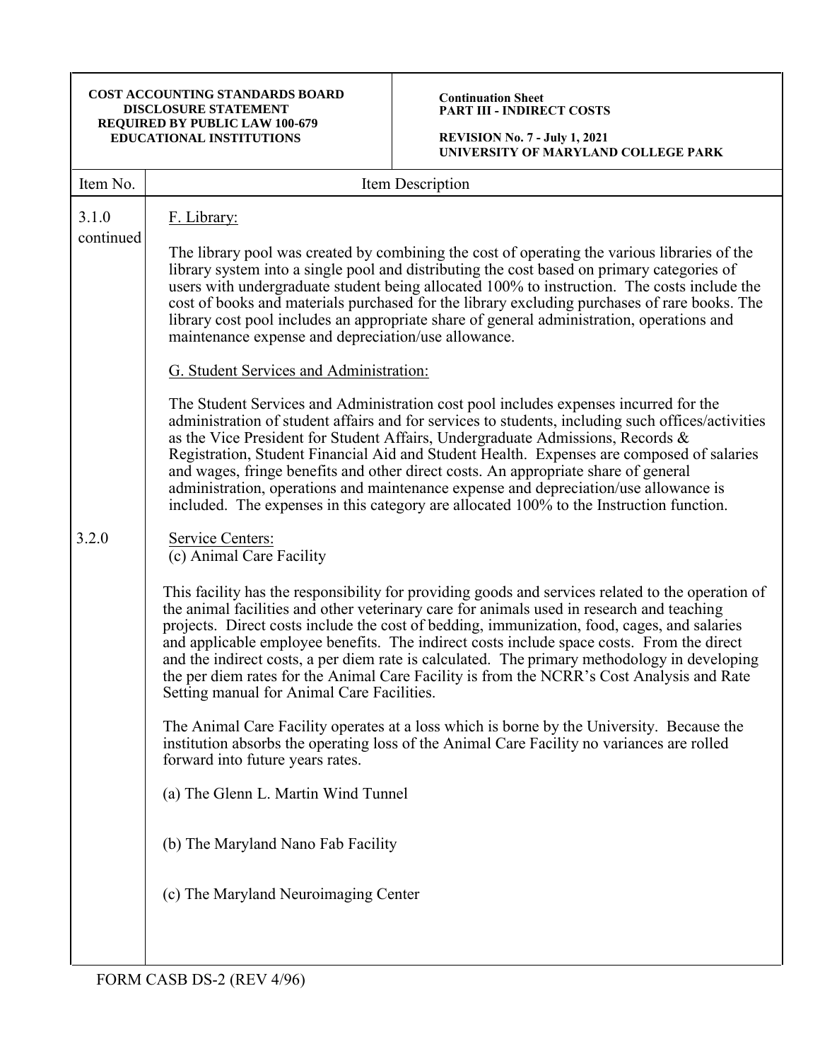| Item No. | Item Description |
|---|---|
| 3.1.0 continued | F. Library: |

The library pool was created by combining the cost of operating the various libraries of the library system into a single pool and distributing the cost based on primary categories of users with undergraduate student being allocated 100% to instruction. The costs include the cost of books and materials purchased for the library excluding purchases of rare books. The library cost pool includes an appropriate share of general administration, operations and maintenance expense and depreciation/use allowance.

G. Student Services and Administration:

The Student Services and Administration cost pool includes expenses incurred for the administration of student affairs and for services to students, including such offices/activities as the Vice President for Student Affairs, Undergraduate Admissions, Records & Registration, Student Financial Aid and Student Health. Expenses are composed of salaries and wages, fringe benefits and other direct costs. An appropriate share of general administration, operations and maintenance expense and depreciation/use allowance is included. The expenses in this category are allocated 100% to the Instruction function.

**3.2.0**

Service Centers:
(c) Animal Care Facility

This facility has the responsibility for providing goods and services related to the operation of the animal facilities and other veterinary care for animals used in research and teaching projects. Direct costs include the cost of bedding, immunization, food, cages, and salaries and applicable employee benefits. The indirect costs include space costs. From the direct and the indirect costs, a per diem rate is calculated. The primary methodology in developing the per diem rates for the Animal Care Facility is from the NCRR's Cost Analysis and Rate Setting manual for Animal Care Facilities.

The Animal Care Facility operates at a loss which is borne by the University. Because the institution absorbs the operating loss of the Animal Care Facility no variances are rolled forward into future years rates.

(a) The Glenn L. Martin Wind Tunnel

(b) The Maryland Nano Fab Facility

(c) The Maryland Neuroimaging Center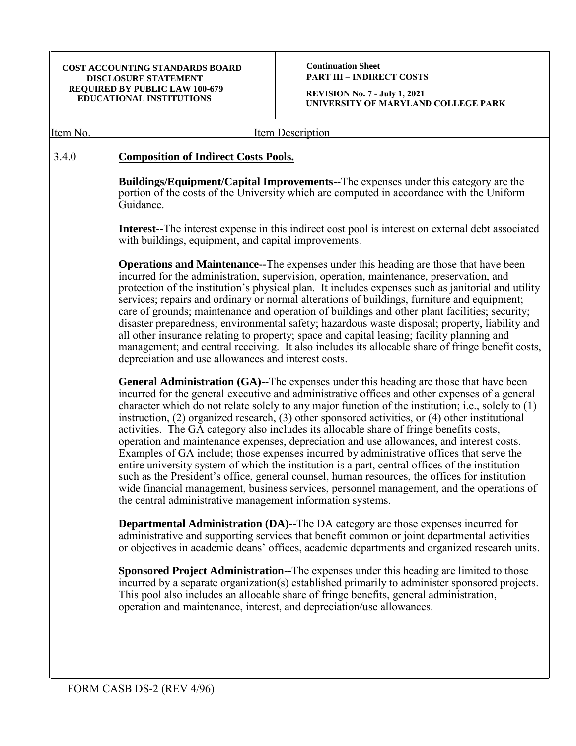| Item No. | Item Description |
|---|---|

**3.4.0 Composition of Indirect Costs Pools.**

**Buildings/Equipment/Capital Improvements**--The expenses under this category are the portion of the costs of the University which are computed in accordance with the Uniform Guidance.

**Interest**--The interest expense in this indirect cost pool is interest on external debt associated with buildings, equipment, and capital improvements.

**Operations and Maintenance**--The expenses under this heading are those that have been incurred for the administration, supervision, operation, maintenance, preservation, and protection of the institution's physical plan. It includes expenses such as janitorial and utility services; repairs and ordinary or normal alterations of buildings, furniture and equipment; care of grounds; maintenance and operation of buildings and other plant facilities; security; disaster preparedness; environmental safety; hazardous waste disposal; property, liability and all other insurance relating to property; space and capital leasing; facility planning and management; and central receiving. It also includes its allocable share of fringe benefit costs, depreciation and use allowances and interest costs.

**General Administration (GA)**--The expenses under this heading are those that have been incurred for the general executive and administrative offices and other expenses of a general character which do not relate solely to any major function of the institution; i.e., solely to (1) instruction, (2) organized research, (3) other sponsored activities, or (4) other institutional activities. The GA category also includes its allocable share of fringe benefits costs, operation and maintenance expenses, depreciation and use allowances, and interest costs. Examples of GA include; those expenses incurred by administrative offices that serve the entire university system of which the institution is a part, central offices of the institution such as the President's office, general counsel, human resources, the offices for institution wide financial management, business services, personnel management, and the operations of the central administrative management information systems.

**Departmental Administration (DA)**--The DA category are those expenses incurred for administrative and supporting services that benefit common or joint departmental activities or objectives in academic deans' offices, academic departments and organized research units.

**Sponsored Project Administration**--The expenses under this heading are limited to those incurred by a separate organization(s) established primarily to administer sponsored projects. This pool also includes an allocable share of fringe benefits, general administration, operation and maintenance, interest, and depreciation/use allowances.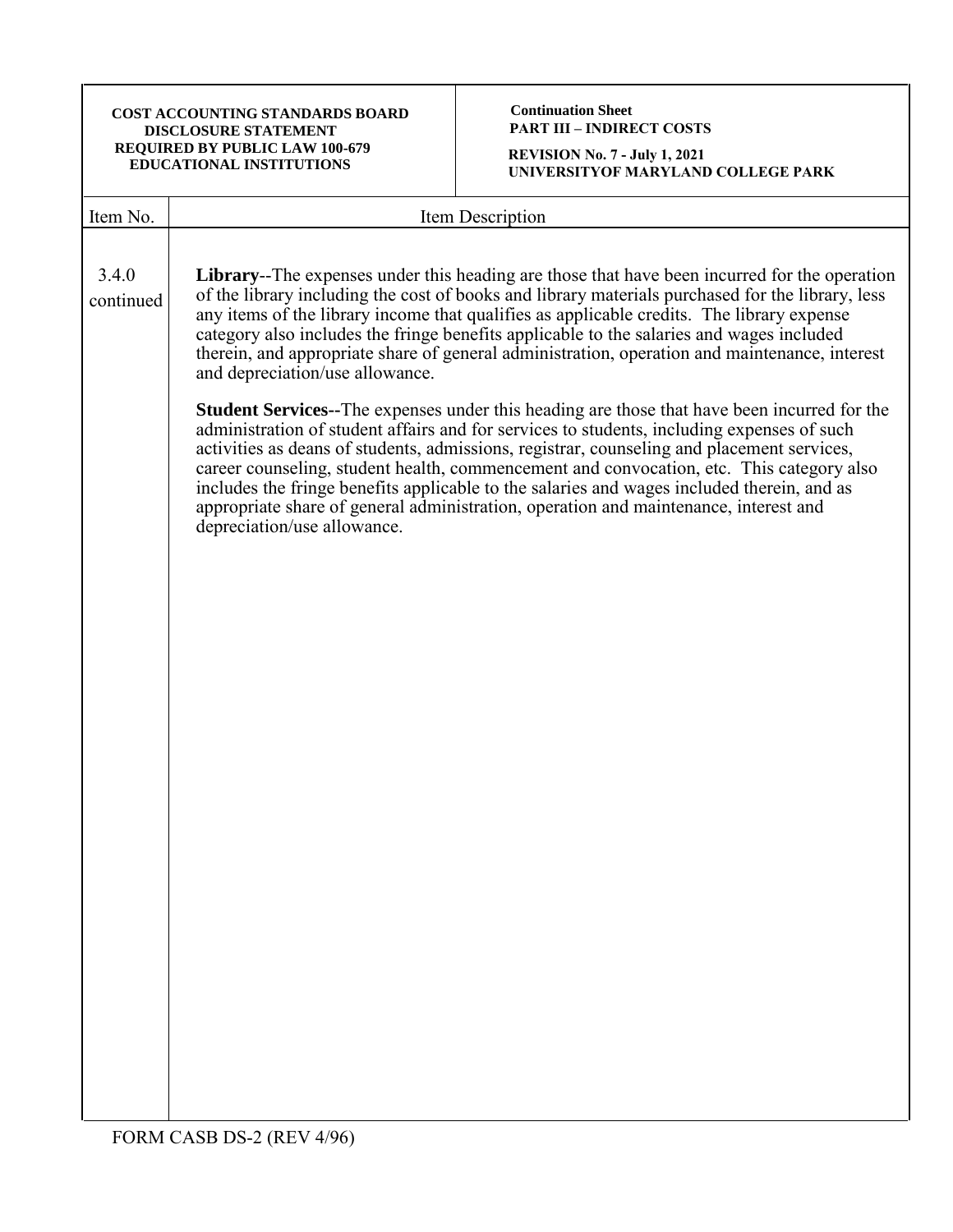| Item No. | Item Description |
|---|---|
| 3.4.0 continued | **Library**--The expenses under this heading are those that have been incurred for the operation of the library including the cost of books and library materials purchased for the library, less any items of the library income that qualifies as applicable credits. The library expense category also includes the fringe benefits applicable to the salaries and wages included therein, and appropriate share of general administration, operation and maintenance, interest and depreciation/use allowance.<br><br>**Student Services--**The expenses under this heading are those that have been incurred for the administration of student affairs and for services to students, including expenses of such activities as deans of students, admissions, registrar, counseling and placement services, career counseling, student health, commencement and convocation, etc. This category also includes the fringe benefits applicable to the salaries and wages included therein, and as appropriate share of general administration, operation and maintenance, interest and depreciation/use allowance. |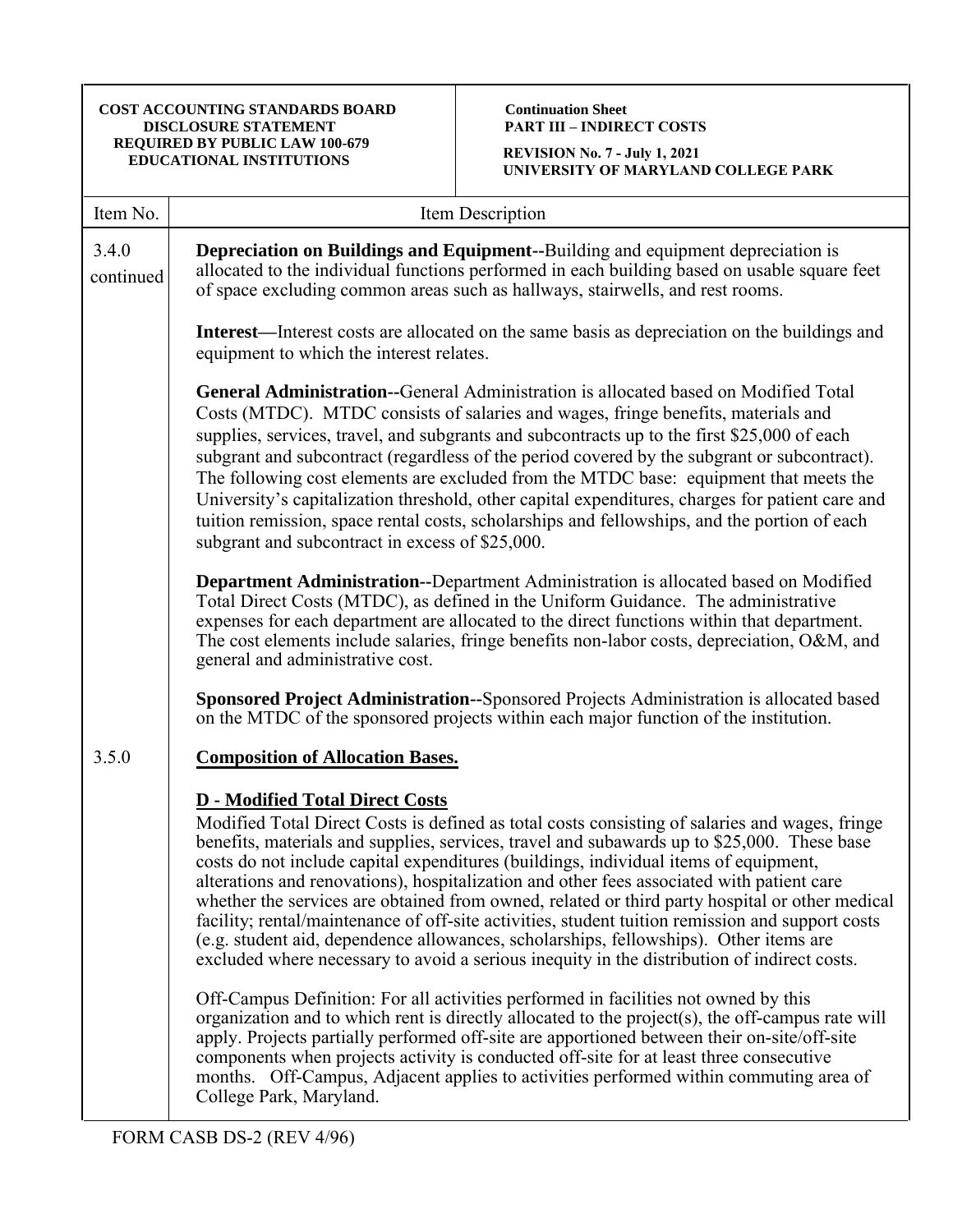| Item No. | Item Description |
|---|---|
| 3.4.0 continued | **Depreciation on Buildings and Equipment**--Building and equipment depreciation is allocated to the individual functions performed in each building based on usable square feet of space excluding common areas such as hallways, stairwells, and rest rooms.<br><br>**Interest**—Interest costs are allocated on the same basis as depreciation on the buildings and equipment to which the interest relates.<br><br>**General Administration**--General Administration is allocated based on Modified Total Costs (MTDC). MTDC consists of salaries and wages, fringe benefits, materials and supplies, services, travel, and subgrants and subcontracts up to the first $25,000 of each subgrant and subcontract (regardless of the period covered by the subgrant or subcontract). The following cost elements are excluded from the MTDC base: equipment that meets the University's capitalization threshold, other capital expenditures, charges for patient care and tuition remission, space rental costs, scholarships and fellowships, and the portion of each subgrant and subcontract in excess of $25,000.<br><br>**Department Administration**--Department Administration is allocated based on Modified Total Direct Costs (MTDC), as defined in the Uniform Guidance. The administrative expenses for each department are allocated to the direct functions within that department. The cost elements include salaries, fringe benefits non-labor costs, depreciation, O&M, and general and administrative cost.<br><br>**Sponsored Project Administration**--Sponsored Projects Administration is allocated based on the MTDC of the sponsored projects within each major function of the institution. |
| 3.5.0 | **<u>Composition of Allocation Bases.</u>**<br><br>**<u>D - Modified Total Direct Costs</u>**<br>Modified Total Direct Costs is defined as total costs consisting of salaries and wages, fringe benefits, materials and supplies, services, travel and subawards up to $25,000. These base costs do not include capital expenditures (buildings, individual items of equipment, alterations and renovations), hospitalization and other fees associated with patient care whether the services are obtained from owned, related or third party hospital or other medical facility; rental/maintenance of off-site activities, student tuition remission and support costs (e.g. student aid, dependence allowances, scholarships, fellowships). Other items are excluded where necessary to avoid a serious inequity in the distribution of indirect costs.<br><br>Off-Campus Definition: For all activities performed in facilities not owned by this organization and to which rent is directly allocated to the project(s), the off-campus rate will apply. Projects partially performed off-site are apportioned between their on-site/off-site components when projects activity is conducted off-site for at least three consecutive months. Off-Campus, Adjacent applies to activities performed within commuting area of College Park, Maryland. |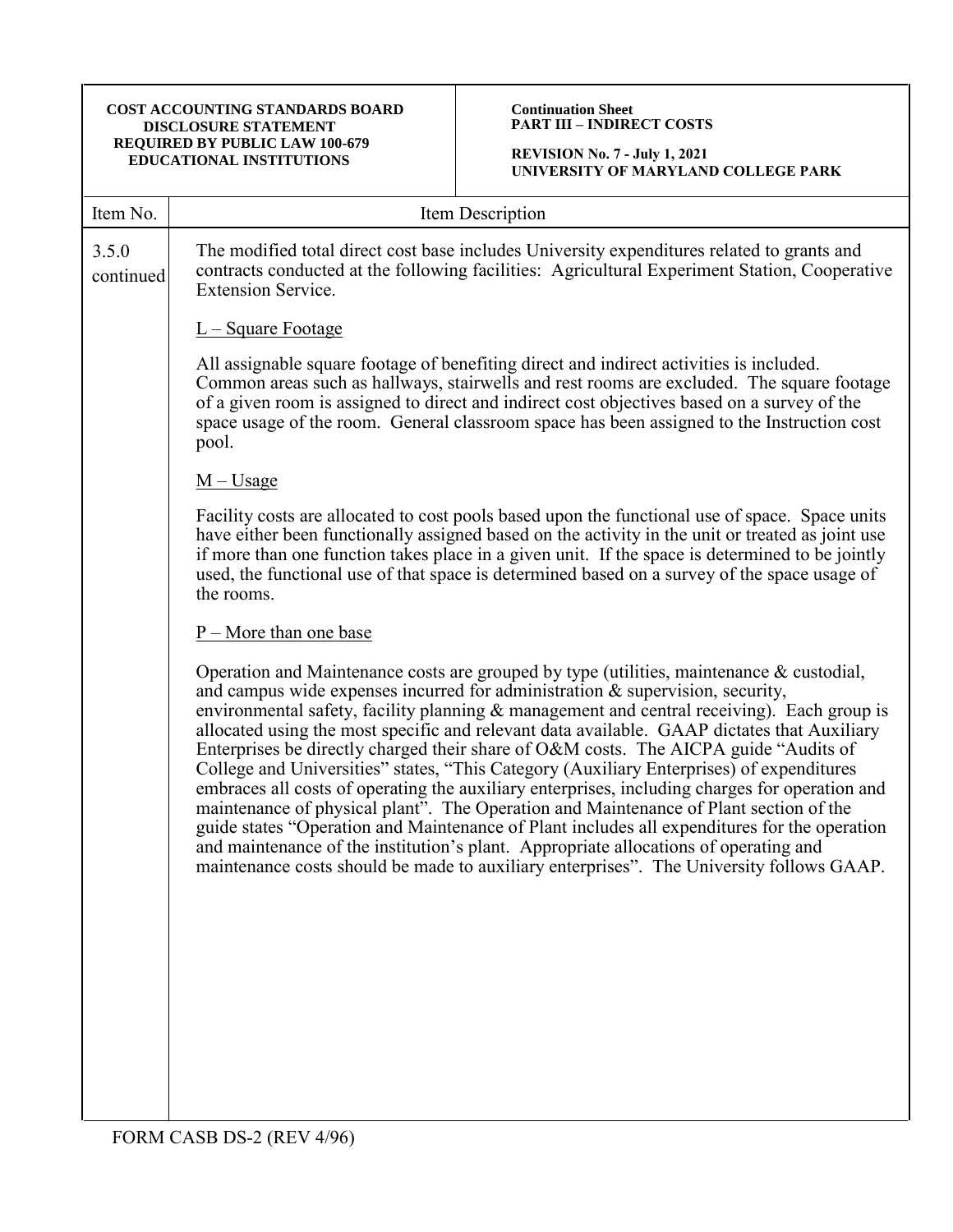**COST ACCOUNTING STANDARDS BOARD DISCLOSURE STATEMENT REQUIRED BY PUBLIC LAW 100-679 EDUCATIONAL INSTITUTIONS**

**Continuation Sheet**
**PART III – INDIRECT COSTS**

**REVISION No. 7 - July 1, 2021**
**UNIVERSITY OF MARYLAND COLLEGE PARK**

| Item No. | Item Description |
|---|---|
| 3.5.0 continued | The modified total direct cost base includes University expenditures related to grants and contracts conducted at the following facilities: Agricultural Experiment Station, Cooperative Extension Service. |

L – Square Footage

All assignable square footage of benefiting direct and indirect activities is included. Common areas such as hallways, stairwells and rest rooms are excluded. The square footage of a given room is assigned to direct and indirect cost objectives based on a survey of the space usage of the room. General classroom space has been assigned to the Instruction cost pool.

M – Usage

Facility costs are allocated to cost pools based upon the functional use of space. Space units have either been functionally assigned based on the activity in the unit or treated as joint use if more than one function takes place in a given unit. If the space is determined to be jointly used, the functional use of that space is determined based on a survey of the space usage of the rooms.

P – More than one base

Operation and Maintenance costs are grouped by type (utilities, maintenance & custodial, and campus wide expenses incurred for administration & supervision, security, environmental safety, facility planning & management and central receiving). Each group is allocated using the most specific and relevant data available. GAAP dictates that Auxiliary Enterprises be directly charged their share of O&M costs. The AICPA guide "Audits of College and Universities" states, "This Category (Auxiliary Enterprises) of expenditures embraces all costs of operating the auxiliary enterprises, including charges for operation and maintenance of physical plant". The Operation and Maintenance of Plant section of the guide states "Operation and Maintenance of Plant includes all expenditures for the operation and maintenance of the institution's plant. Appropriate allocations of operating and maintenance costs should be made to auxiliary enterprises". The University follows GAAP.

FORM CASB DS-2 (REV 4/96)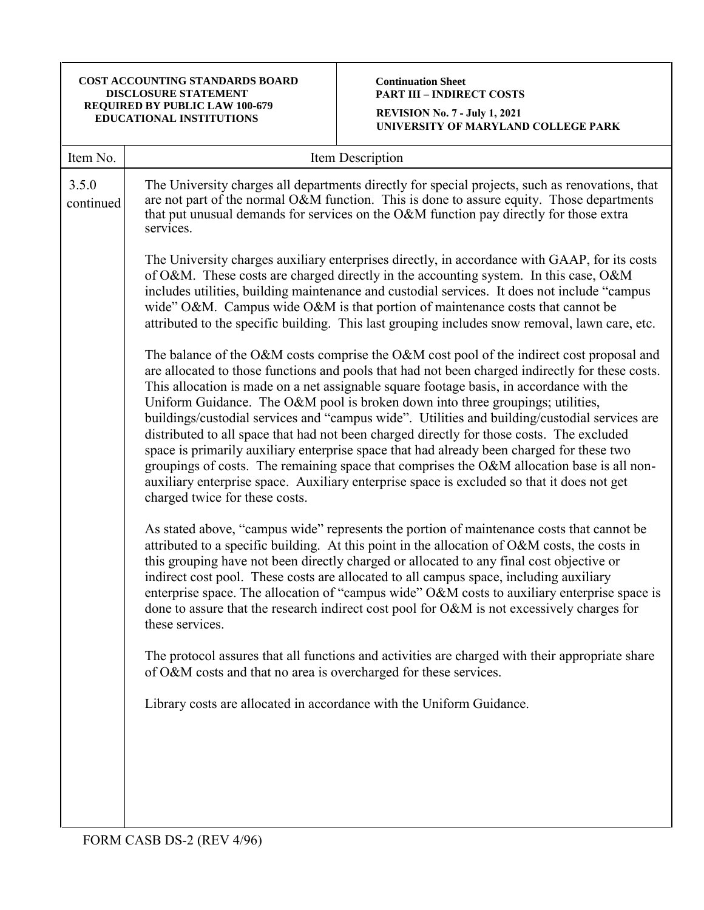| Item No. | Item Description |
|---|---|
| 3.5.0 continued | The University charges all departments directly for special projects, such as renovations, that are not part of the normal O&M function. This is done to assure equity. Those departments that put unusual demands for services on the O&M function pay directly for those extra services.<br><br>The University charges auxiliary enterprises directly, in accordance with GAAP, for its costs of O&M. These costs are charged directly in the accounting system. In this case, O&M includes utilities, building maintenance and custodial services. It does not include "campus wide" O&M. Campus wide O&M is that portion of maintenance costs that cannot be attributed to the specific building. This last grouping includes snow removal, lawn care, etc.<br><br>The balance of the O&M costs comprise the O&M cost pool of the indirect cost proposal and are allocated to those functions and pools that had not been charged indirectly for these costs. This allocation is made on a net assignable square footage basis, in accordance with the Uniform Guidance. The O&M pool is broken down into three groupings; utilities, buildings/custodial services and "campus wide". Utilities and building/custodial services are distributed to all space that had not been charged directly for those costs. The excluded space is primarily auxiliary enterprise space that had already been charged for these two groupings of costs. The remaining space that comprises the O&M allocation base is all non-auxiliary enterprise space. Auxiliary enterprise space is excluded so that it does not get charged twice for these costs.<br><br>As stated above, "campus wide" represents the portion of maintenance costs that cannot be attributed to a specific building. At this point in the allocation of O&M costs, the costs in this grouping have not been directly charged or allocated to any final cost objective or indirect cost pool. These costs are allocated to all campus space, including auxiliary enterprise space. The allocation of "campus wide" O&M costs to auxiliary enterprise space is done to assure that the research indirect cost pool for O&M is not excessively charges for these services.<br><br>The protocol assures that all functions and activities are charged with their appropriate share of O&M costs and that no area is overcharged for these services.<br><br>Library costs are allocated in accordance with the Uniform Guidance. |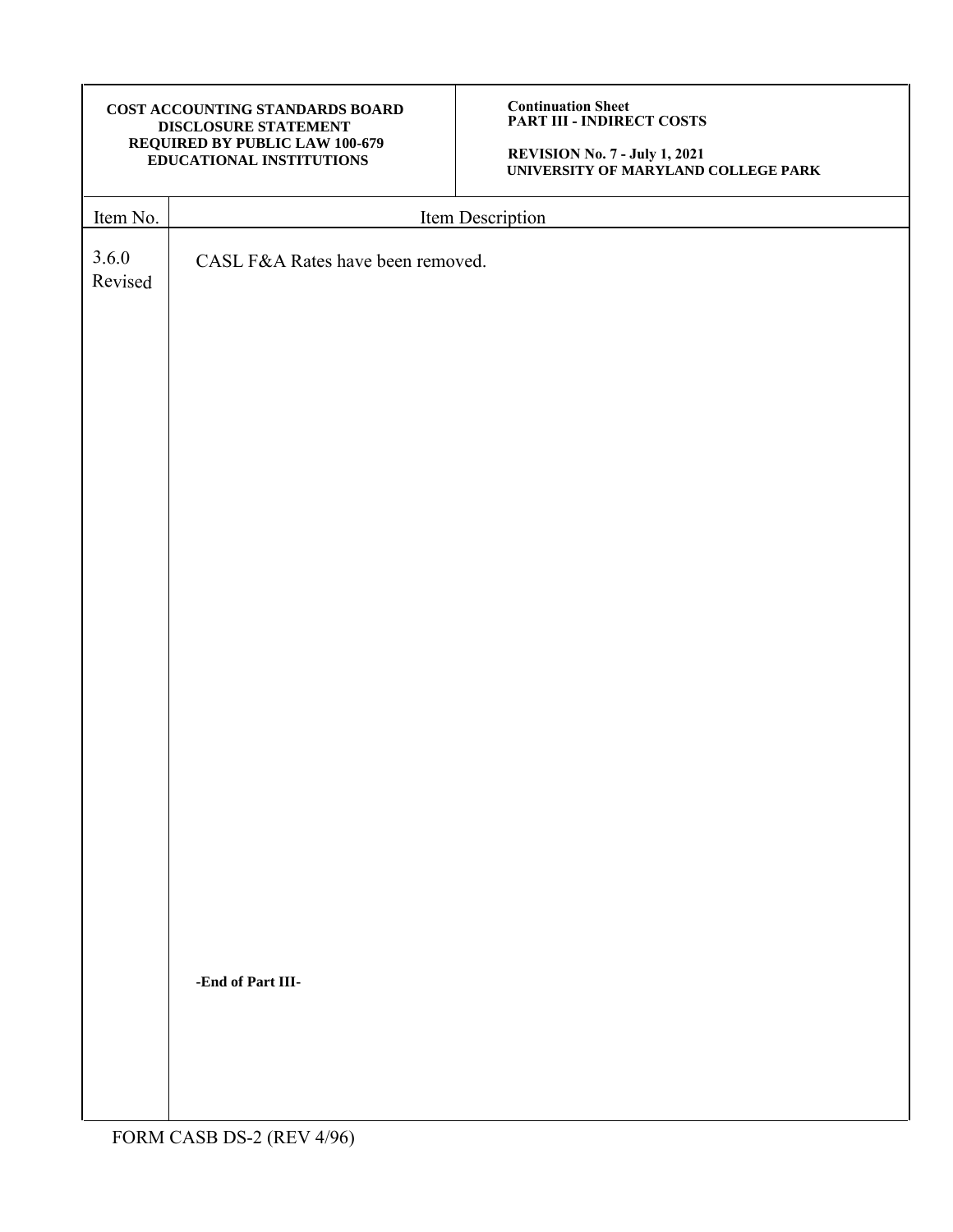| COST ACCOUNTING STANDARDS BOARD DISCLOSURE STATEMENT REQUIRED BY PUBLIC LAW 100-679 EDUCATIONAL INSTITUTIONS | Continuation Sheet **PART III - INDIRECT COSTS** **REVISION No. 7 - July 1, 2021** **UNIVERSITY OF MARYLAND COLLEGE PARK** |
|---|---|

| Item No. | Item Description |
|---|---|
| 3.6.0 Revised | CASL F&A Rates have been removed. |
| | **-End of Part III-** |

FORM CASB DS-2 (REV 4/96)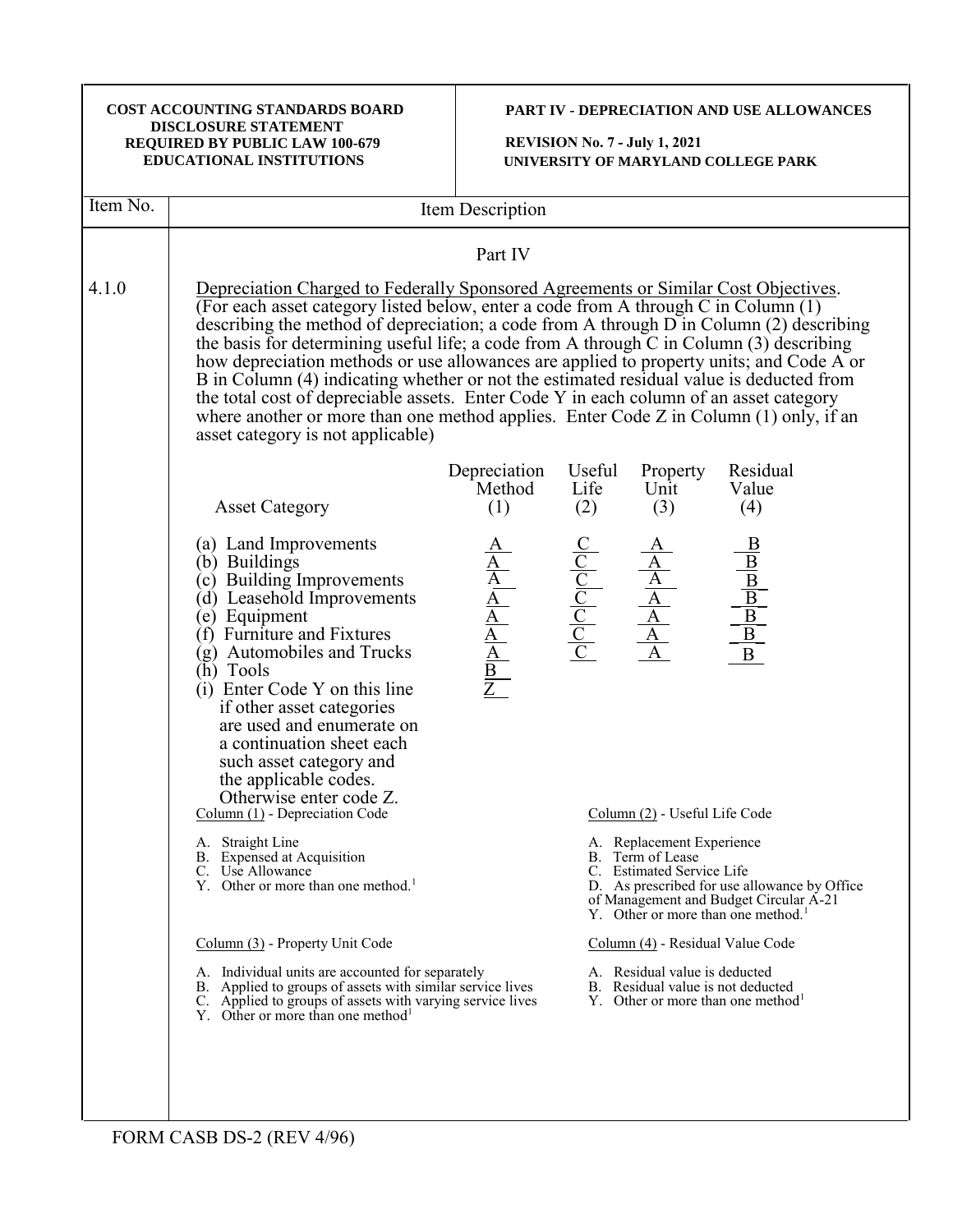**COST ACCOUNTING STANDARDS BOARD DISCLOSURE STATEMENT REQUIRED BY PUBLIC LAW 100-679 EDUCATIONAL INSTITUTIONS**

**PART IV - DEPRECIATION AND USE ALLOWANCES**

**REVISION No. 7 - July 1, 2021**
**UNIVERSITY OF MARYLAND COLLEGE PARK**

| Item No. | Item Description |
|---|---|

Part IV

4.1.0 Depreciation Charged to Federally Sponsored Agreements or Similar Cost Objectives. (For each asset category listed below, enter a code from A through C in Column (1) describing the method of depreciation; a code from A through D in Column (2) describing the basis for determining useful life; a code from A through C in Column (3) describing how depreciation methods or use allowances are applied to property units; and Code A or B in Column (4) indicating whether or not the estimated residual value is deducted from the total cost of depreciable assets. Enter Code Y in each column of an asset category where another or more than one method applies. Enter Code Z in Column (1) only, if an asset category is not applicable)

| Asset Category | Depreciation Method (1) | Useful Life (2) | Property Unit (3) | Residual Value (4) |
|---|---|---|---|---|
| (a) Land Improvements | A | C | A | B |
| (b) Buildings | A | C | A | B |
| (c) Building Improvements | A | C | A | B |
| (d) Leasehold Improvements | A | C | A | B |
| (e) Equipment | A | C | A | B |
| (f) Furniture and Fixtures | A | C | A | B |
| (g) Automobiles and Trucks | A | C | A | B |
| (h) Tools | B | | | |
| (i) Enter Code Y on this line if other asset categories are used and enumerate on a continuation sheet each such asset category and the applicable codes. Otherwise enter code Z. | Z | | | |

Column (1) - Depreciation Code

A. Straight Line
B. Expensed at Acquisition
C. Use Allowance
Y. Other or more than one method.[1]

Column (2) - Useful Life Code

A. Replacement Experience
B. Term of Lease
C. Estimated Service Life
D. As prescribed for use allowance by Office of Management and Budget Circular A-21
Y. Other or more than one method.[1]

Column (3) - Property Unit Code

A. Individual units are accounted for separately
B. Applied to groups of assets with similar service lives
C. Applied to groups of assets with varying service lives
Y. Other or more than one method[1]

Column (4) - Residual Value Code

A. Residual value is deducted
B. Residual value is not deducted
Y. Other or more than one method[1]

FORM CASB DS-2 (REV 4/96)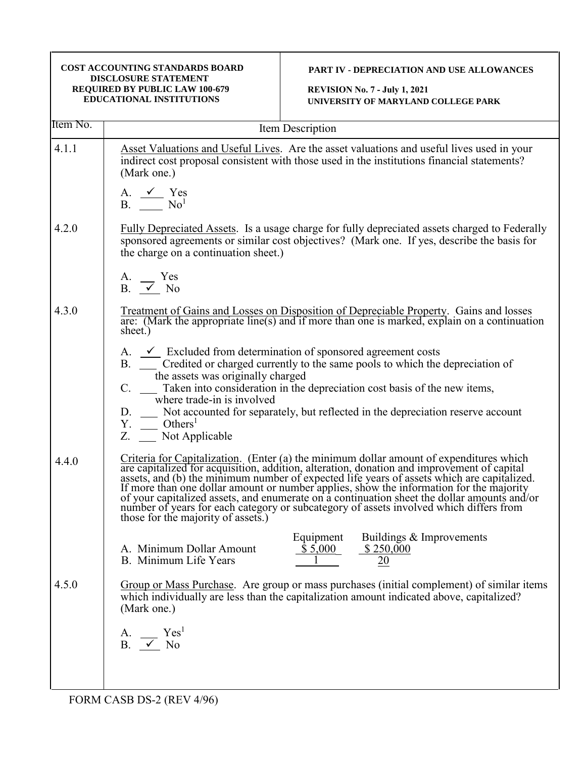**COST ACCOUNTING STANDARDS BOARD**
**DISCLOSURE STATEMENT**
**REQUIRED BY PUBLIC LAW 100-679**
**EDUCATIONAL INSTITUTIONS**

**PART IV - DEPRECIATION AND USE ALLOWANCES**

**REVISION No. 7 - July 1, 2021**
**UNIVERSITY OF MARYLAND COLLEGE PARK**

| Item No. | Item Description |
|---|---|
| 4.1.1 | Asset Valuations and Useful Lives. Are the asset valuations and useful lives used in your indirect cost proposal consistent with those used in the institutions financial statements? (Mark one.)<br><br>A. ✓ Yes<br>B. ___ No[1] |
| 4.2.0 | Fully Depreciated Assets. Is a usage charge for fully depreciated assets charged to Federally sponsored agreements or similar cost objectives? (Mark one. If yes, describe the basis for the charge on a continuation sheet.)<br><br>A. ___ Yes<br>B. ✓ No |
| 4.3.0 | Treatment of Gains and Losses on Disposition of Depreciable Property. Gains and losses are: (Mark the appropriate line(s) and if more than one is marked, explain on a continuation sheet.)<br><br>A. ✓ Excluded from determination of sponsored agreement costs<br>B. ___ Credited or charged currently to the same pools to which the depreciation of the assets was originally charged<br>C. ___ Taken into consideration in the depreciation cost basis of the new items, where trade-in is involved<br>D. ___ Not accounted for separately, but reflected in the depreciation reserve account<br>Y. ___ Others[1]<br>Z. ___ Not Applicable |
| 4.4.0 | Criteria for Capitalization. (Enter (a) the minimum dollar amount of expenditures which are capitalized for acquisition, addition, alteration, donation and improvement of capital assets, and (b) the minimum number of expected life years of assets which are capitalized. If more than one dollar amount or number applies, show the information for the majority of your capitalized assets, and enumerate on a continuation sheet the dollar amounts and/or number of years for each category or subcategory of assets involved which differs from those for the majority of assets.)<br><br>(see table below) |
| 4.5.0 | Group or Mass Purchase. Are group or mass purchases (initial complement) of similar items which individually are less than the capitalization amount indicated above, capitalized? (Mark one.)<br><br>A. ___ Yes[1]<br>B. ✓ No |

| | Equipment | Buildings & Improvements |
|---|---|---|
| A. Minimum Dollar Amount | $ 5,000 | $ 250,000 |
| B. Minimum Life Years | 1 | 20 |

FORM CASB DS-2 (REV 4/96)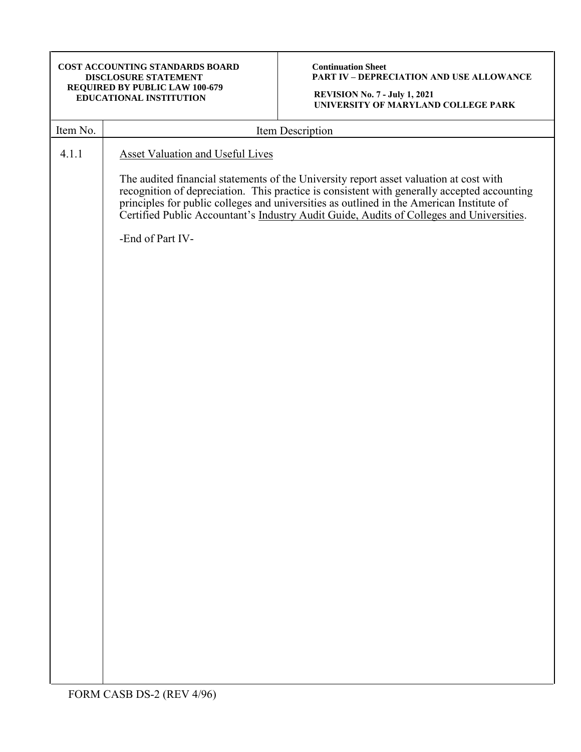| Item No. | Item Description |
|---|---|
| 4.1.1 | Asset Valuation and Useful Lives<br><br>The audited financial statements of the University report asset valuation at cost with recognition of depreciation. This practice is consistent with generally accepted accounting principles for public colleges and universities as outlined in the American Institute of Certified Public Accountant's Industry Audit Guide, Audits of Colleges and Universities.<br><br>-End of Part IV- |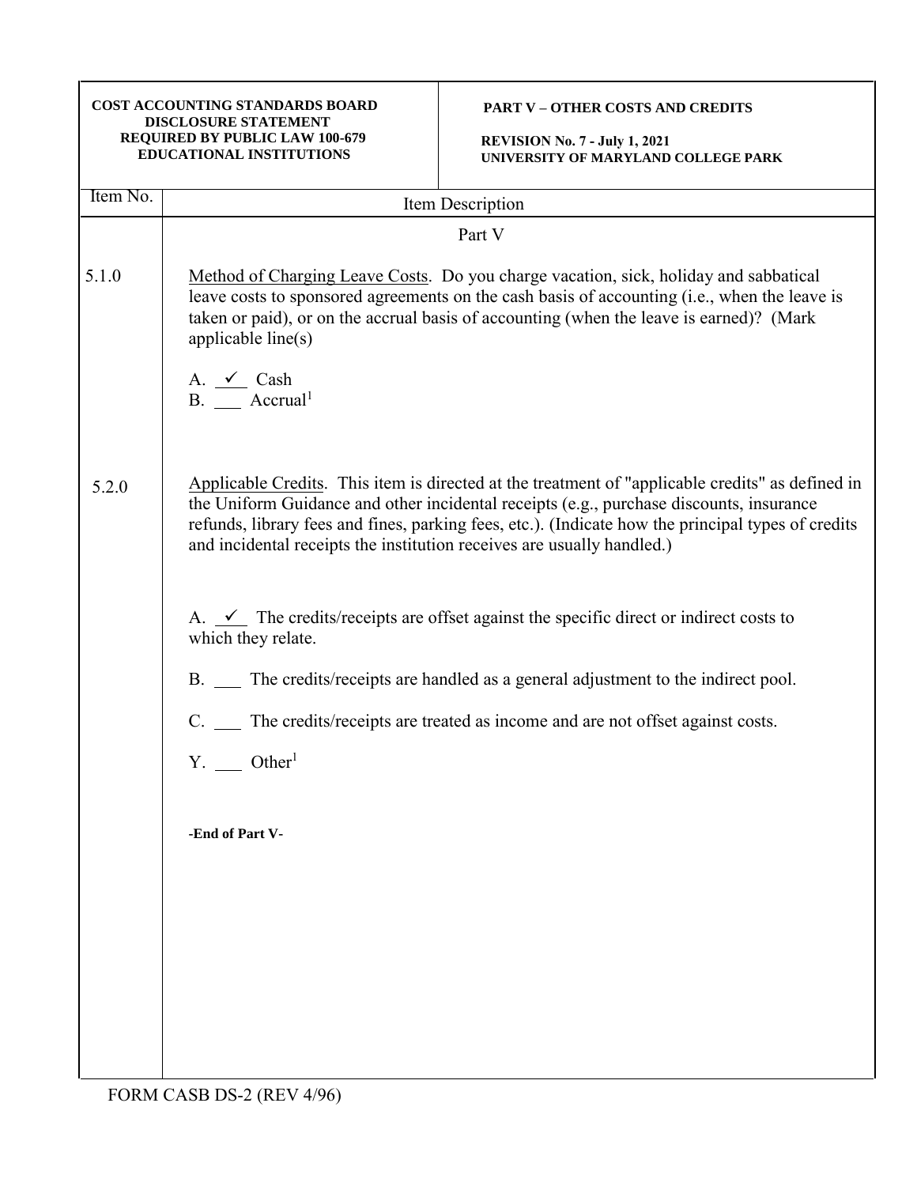**COST ACCOUNTING STANDARDS BOARD DISCLOSURE STATEMENT REQUIRED BY PUBLIC LAW 100-679 EDUCATIONAL INSTITUTIONS**

**PART V – OTHER COSTS AND CREDITS**

**REVISION No. 7 - July 1, 2021**
**UNIVERSITY OF MARYLAND COLLEGE PARK**

| Item No. | Item Description |
|---|---|
| | Part V |
| 5.1.0 | Method of Charging Leave Costs. Do you charge vacation, sick, holiday and sabbatical leave costs to sponsored agreements on the cash basis of accounting (i.e., when the leave is taken or paid), or on the accrual basis of accounting (when the leave is earned)? (Mark applicable line(s)<br><br>A. ✓ Cash<br>B. ___ Accrual[1] |
| 5.2.0 | Applicable Credits. This item is directed at the treatment of "applicable credits" as defined in the Uniform Guidance and other incidental receipts (e.g., purchase discounts, insurance refunds, library fees and fines, parking fees, etc.). (Indicate how the principal types of credits and incidental receipts the institution receives are usually handled.)<br><br>A. ✓ The credits/receipts are offset against the specific direct or indirect costs to which they relate.<br><br>B. ___ The credits/receipts are handled as a general adjustment to the indirect pool.<br><br>C. ___ The credits/receipts are treated as income and are not offset against costs.<br><br>Y. ___ Other[1]<br><br>**-End of Part V-** |

FORM CASB DS-2 (REV 4/96)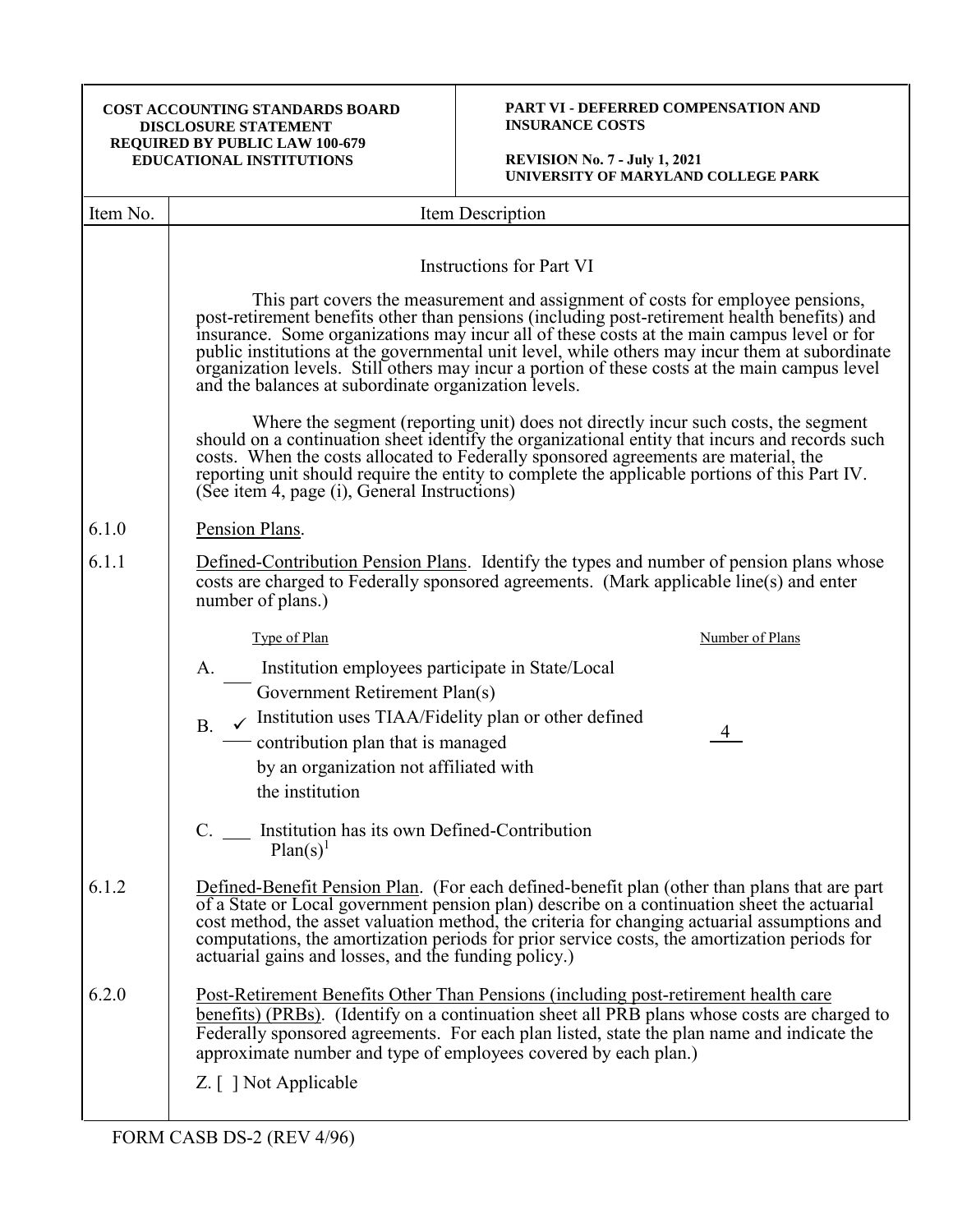| COST ACCOUNTING STANDARDS BOARD DISCLOSURE STATEMENT REQUIRED BY PUBLIC LAW 100-679 EDUCATIONAL INSTITUTIONS | PART VI - DEFERRED COMPENSATION AND INSURANCE COSTS<br><br>REVISION No. 7 - July 1, 2021 UNIVERSITY OF MARYLAND COLLEGE PARK |
|---|---|

| Item No. | Item Description |
|---|---|

Instructions for Part VI

This part covers the measurement and assignment of costs for employee pensions, post-retirement benefits other than pensions (including post-retirement health benefits) and insurance. Some organizations may incur all of these costs at the main campus level or for public institutions at the governmental unit level, while others may incur them at subordinate organization levels. Still others may incur a portion of these costs at the main campus level and the balances at subordinate organization levels.

Where the segment (reporting unit) does not directly incur such costs, the segment should on a continuation sheet identify the organizational entity that incurs and records such costs. When the costs allocated to Federally sponsored agreements are material, the reporting unit should require the entity to complete the applicable portions of this Part IV. (See item 4, page (i), General Instructions)

**6.1.0** Pension Plans.

**6.1.1** Defined-Contribution Pension Plans. Identify the types and number of pension plans whose costs are charged to Federally sponsored agreements. (Mark applicable line(s) and enter number of plans.)

| Type of Plan | Number of Plans |
|---|---|
| A. ___ Institution employees participate in State/Local Government Retirement Plan(s) | |
| B. ✓ Institution uses TIAA/Fidelity plan or other defined contribution plan that is managed by an organization not affiliated with the institution | 4 |
| C. ___ Institution has its own Defined-Contribution Plan(s)[1] | |

**6.1.2** Defined-Benefit Pension Plan. (For each defined-benefit plan (other than plans that are part of a State or Local government pension plan) describe on a continuation sheet the actuarial cost method, the asset valuation method, the criteria for changing actuarial assumptions and computations, the amortization periods for prior service costs, the amortization periods for actuarial gains and losses, and the funding policy.)

**6.2.0** Post-Retirement Benefits Other Than Pensions (including post-retirement health care benefits) (PRBs). (Identify on a continuation sheet all PRB plans whose costs are charged to Federally sponsored agreements. For each plan listed, state the plan name and indicate the approximate number and type of employees covered by each plan.)

Z. [ ] Not Applicable

FORM CASB DS-2 (REV 4/96)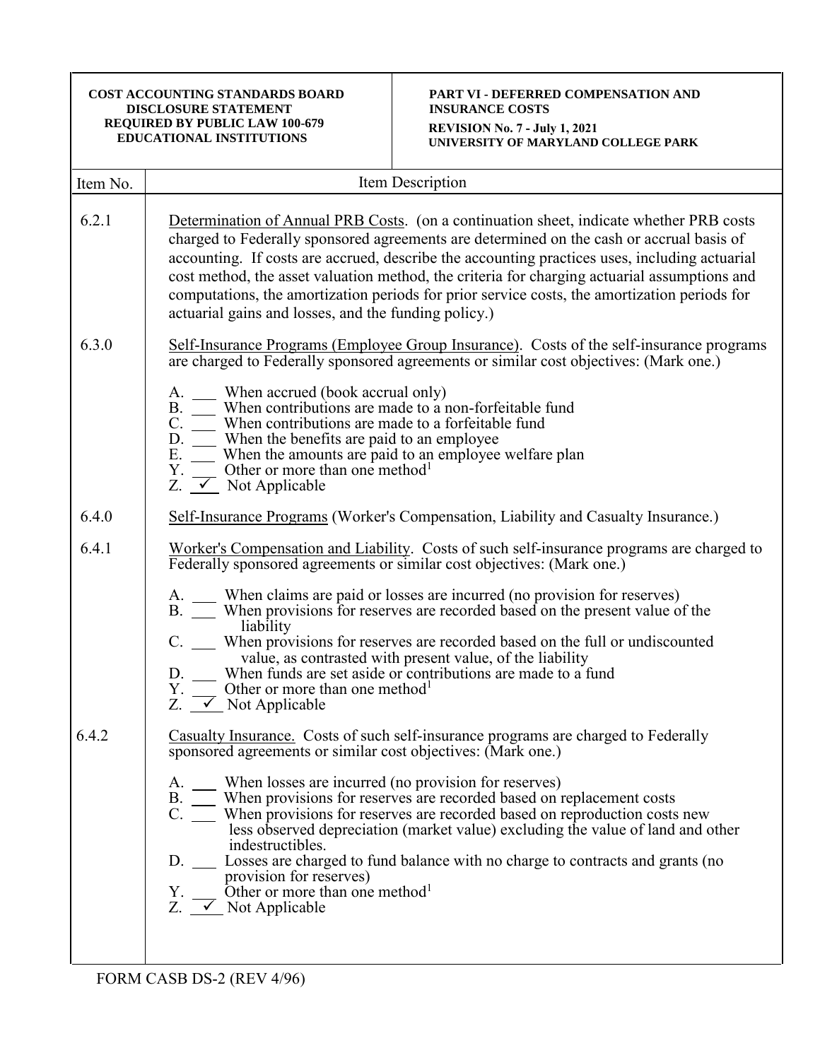**COST ACCOUNTING STANDARDS BOARD**
**DISCLOSURE STATEMENT**
**REQUIRED BY PUBLIC LAW 100-679**
**EDUCATIONAL INSTITUTIONS**

**PART VI - DEFERRED COMPENSATION AND INSURANCE COSTS**

**REVISION No. 7 - July 1, 2021**
**UNIVERSITY OF MARYLAND COLLEGE PARK**

| Item No. | Item Description |
|---|---|

**6.2.1** Determination of Annual PRB Costs. (on a continuation sheet, indicate whether PRB costs charged to Federally sponsored agreements are determined on the cash or accrual basis of accounting. If costs are accrued, describe the accounting practices uses, including actuarial cost method, the asset valuation method, the criteria for charging actuarial assumptions and computations, the amortization periods for prior service costs, the amortization periods for actuarial gains and losses, and the funding policy.)

**6.3.0** Self-Insurance Programs (Employee Group Insurance). Costs of the self-insurance programs are charged to Federally sponsored agreements or similar cost objectives: (Mark one.)

A. ___ When accrued (book accrual only)
B. ___ When contributions are made to a non-forfeitable fund
C. ___ When contributions are made to a forfeitable fund
D. ___ When the benefits are paid to an employee
E. ___ When the amounts are paid to an employee welfare plan
Y. ___ Other or more than one method[1]
Z. ✓ Not Applicable

**6.4.0** Self-Insurance Programs (Worker's Compensation, Liability and Casualty Insurance.)

**6.4.1** Worker's Compensation and Liability. Costs of such self-insurance programs are charged to Federally sponsored agreements or similar cost objectives: (Mark one.)

A. ___ When claims are paid or losses are incurred (no provision for reserves)
B. ___ When provisions for reserves are recorded based on the present value of the liability
C. ___ When provisions for reserves are recorded based on the full or undiscounted value, as contrasted with present value, of the liability
D. ___ When funds are set aside or contributions are made to a fund
Y. ___ Other or more than one method[1]
Z. ✓ Not Applicable

**6.4.2** Casualty Insurance. Costs of such self-insurance programs are charged to Federally sponsored agreements or similar cost objectives: (Mark one.)

A. ___ When losses are incurred (no provision for reserves)
B. ___ When provisions for reserves are recorded based on replacement costs
C. ___ When provisions for reserves are recorded based on reproduction costs new less observed depreciation (market value) excluding the value of land and other indestructibles.
D. ___ Losses are charged to fund balance with no charge to contracts and grants (no provision for reserves)
Y. ___ Other or more than one method[1]
Z. ✓ Not Applicable

FORM CASB DS-2 (REV 4/96)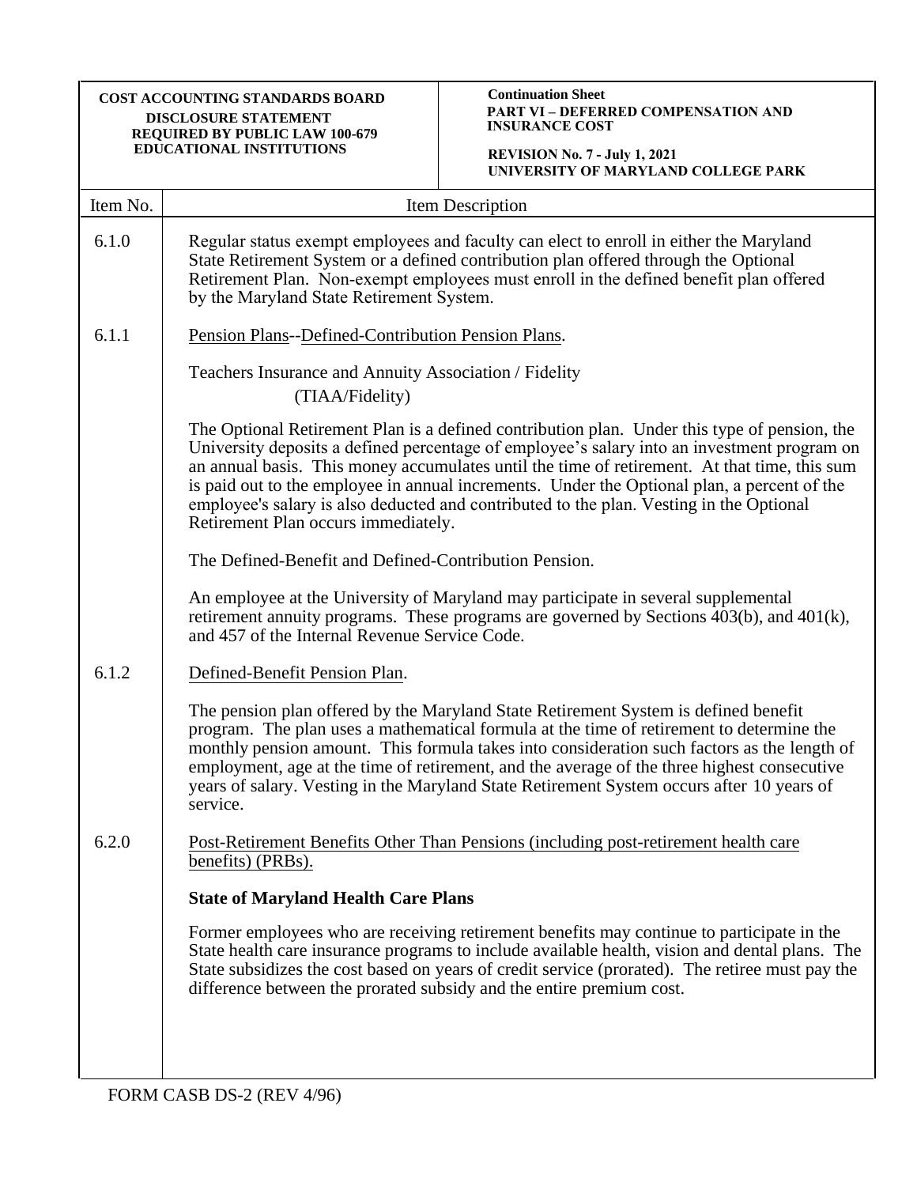| COST ACCOUNTING STANDARDS BOARD DISCLOSURE STATEMENT REQUIRED BY PUBLIC LAW 100-679 EDUCATIONAL INSTITUTIONS | Continuation Sheet PART VI – DEFERRED COMPENSATION AND INSURANCE COST REVISION No. 7 - July 1, 2021 UNIVERSITY OF MARYLAND COLLEGE PARK |
|---|---|

| Item No. | Item Description |
|---|---|
| 6.1.0 | Regular status exempt employees and faculty can elect to enroll in either the Maryland State Retirement System or a defined contribution plan offered through the Optional Retirement Plan. Non-exempt employees must enroll in the defined benefit plan offered by the Maryland State Retirement System. |
| 6.1.1 | <u>Pension Plans</u>--<u>Defined-Contribution Pension Plans</u>.<br><br>Teachers Insurance and Annuity Association / Fidelity (TIAA/Fidelity)<br><br>The Optional Retirement Plan is a defined contribution plan. Under this type of pension, the University deposits a defined percentage of employee's salary into an investment program on an annual basis. This money accumulates until the time of retirement. At that time, this sum is paid out to the employee in annual increments. Under the Optional plan, a percent of the employee's salary is also deducted and contributed to the plan. Vesting in the Optional Retirement Plan occurs immediately.<br><br>The Defined-Benefit and Defined-Contribution Pension.<br><br>An employee at the University of Maryland may participate in several supplemental retirement annuity programs. These programs are governed by Sections 403(b), and 401(k), and 457 of the Internal Revenue Service Code. |
| 6.1.2 | <u>Defined-Benefit Pension Plan</u>.<br><br>The pension plan offered by the Maryland State Retirement System is defined benefit program. The plan uses a mathematical formula at the time of retirement to determine the monthly pension amount. This formula takes into consideration such factors as the length of employment, age at the time of retirement, and the average of the three highest consecutive years of salary. Vesting in the Maryland State Retirement System occurs after 10 years of service. |
| 6.2.0 | <u>Post-Retirement Benefits Other Than Pensions (including post-retirement health care benefits) (PRBs).</u><br><br>**State of Maryland Health Care Plans**<br><br>Former employees who are receiving retirement benefits may continue to participate in the State health care insurance programs to include available health, vision and dental plans. The State subsidizes the cost based on years of credit service (prorated). The retiree must pay the difference between the prorated subsidy and the entire premium cost. |

FORM CASB DS-2 (REV 4/96)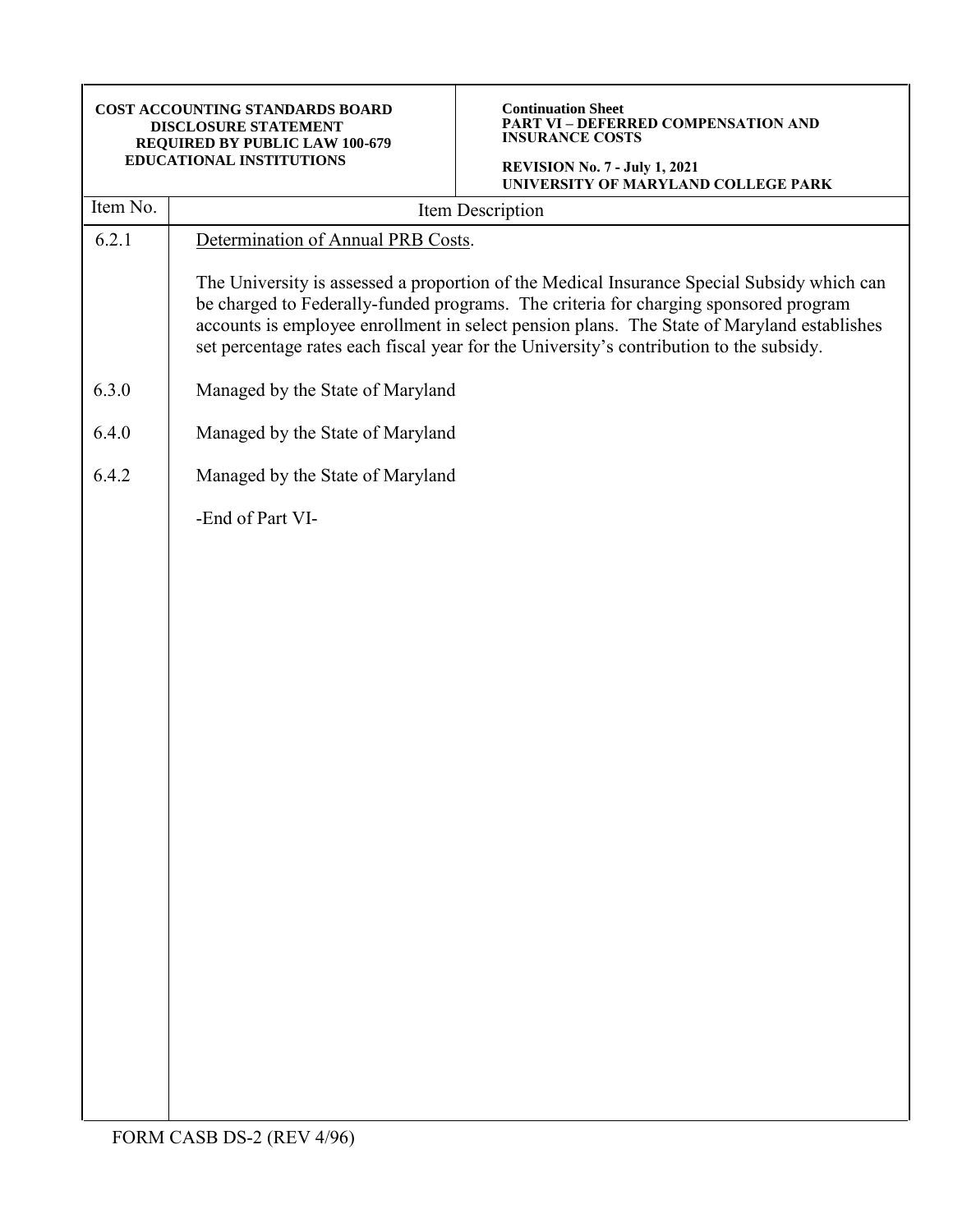| Item No. | Item Description |
|---|---|
| 6.2.1 | Determination of Annual PRB Costs.<br><br>The University is assessed a proportion of the Medical Insurance Special Subsidy which can be charged to Federally-funded programs. The criteria for charging sponsored program accounts is employee enrollment in select pension plans. The State of Maryland establishes set percentage rates each fiscal year for the University's contribution to the subsidy. |
| 6.3.0 | Managed by the State of Maryland |
| 6.4.0 | Managed by the State of Maryland |
| 6.4.2 | Managed by the State of Maryland |
| | -End of Part VI- |

FORM CASB DS-2 (REV 4/96)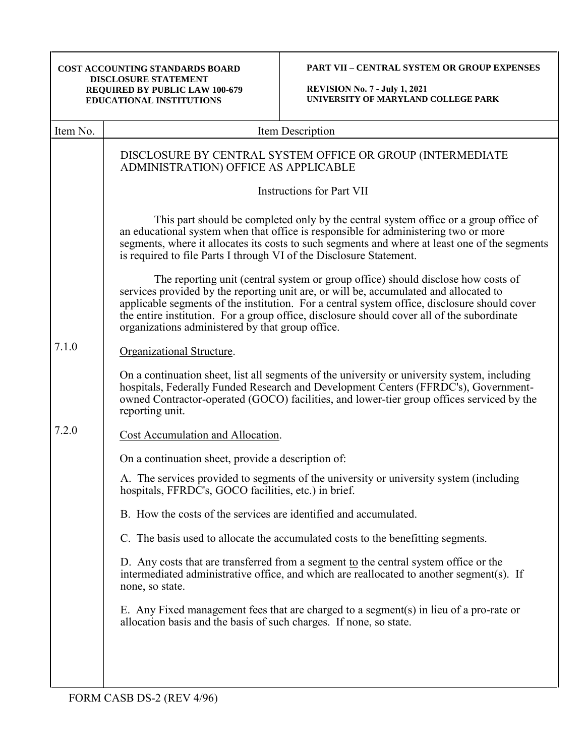**COST ACCOUNTING STANDARDS BOARD DISCLOSURE STATEMENT REQUIRED BY PUBLIC LAW 100-679 EDUCATIONAL INSTITUTIONS**

**PART VII – CENTRAL SYSTEM OR GROUP EXPENSES**

**REVISION No. 7 - July 1, 2021**
**UNIVERSITY OF MARYLAND COLLEGE PARK**

| Item No. | Item Description |
|---|---|

## DISCLOSURE BY CENTRAL SYSTEM OFFICE OR GROUP (INTERMEDIATE ADMINISTRATION) OFFICE AS APPLICABLE

### Instructions for Part VII

This part should be completed only by the central system office or a group office of an educational system when that office is responsible for administering two or more segments, where it allocates its costs to such segments and where at least one of the segments is required to file Parts I through VI of the Disclosure Statement.

The reporting unit (central system or group office) should disclose how costs of services provided by the reporting unit are, or will be, accumulated and allocated to applicable segments of the institution. For a central system office, disclosure should cover the entire institution. For a group office, disclosure should cover all of the subordinate organizations administered by that group office.

**7.1.0** Organizational Structure.

On a continuation sheet, list all segments of the university or university system, including hospitals, Federally Funded Research and Development Centers (FFRDC's), Government-owned Contractor-operated (GOCO) facilities, and lower-tier group offices serviced by the reporting unit.

**7.2.0** Cost Accumulation and Allocation.

On a continuation sheet, provide a description of:

A. The services provided to segments of the university or university system (including hospitals, FFRDC's, GOCO facilities, etc.) in brief.

B. How the costs of the services are identified and accumulated.

C. The basis used to allocate the accumulated costs to the benefitting segments.

D. Any costs that are transferred from a segment to the central system office or the intermediated administrative office, and which are reallocated to another segment(s). If none, so state.

E. Any Fixed management fees that are charged to a segment(s) in lieu of a pro-rate or allocation basis and the basis of such charges. If none, so state.

FORM CASB DS-2 (REV 4/96)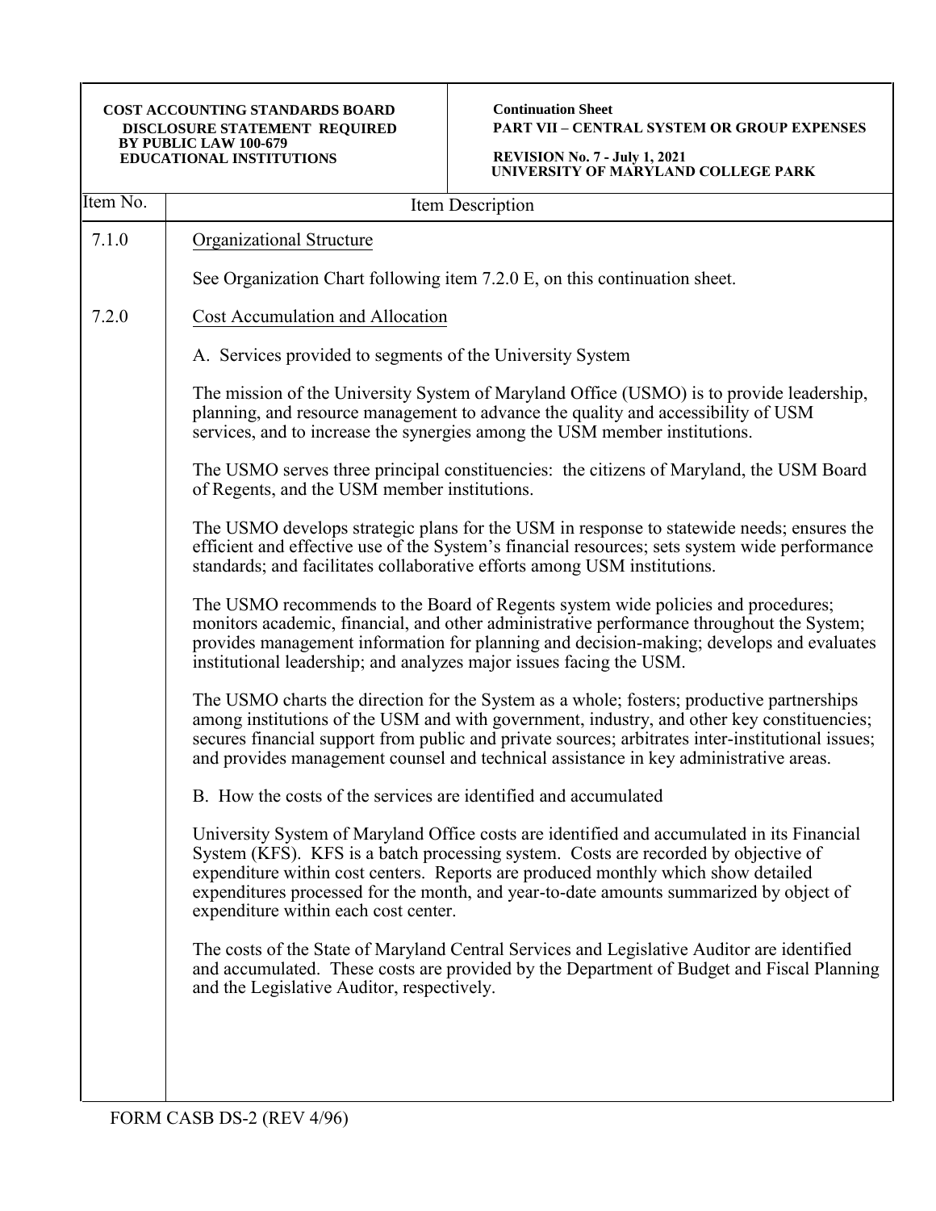**COST ACCOUNTING STANDARDS BOARD DISCLOSURE STATEMENT REQUIRED BY PUBLIC LAW 100-679 EDUCATIONAL INSTITUTIONS**

**Continuation Sheet**
**PART VII – CENTRAL SYSTEM OR GROUP EXPENSES**

**REVISION No. 7 - July 1, 2021**
**UNIVERSITY OF MARYLAND COLLEGE PARK**

| Item No. | Item Description |
|---|---|
| 7.1.0 | Organizational Structure |
| | See Organization Chart following item 7.2.0 E, on this continuation sheet. |
| 7.2.0 | Cost Accumulation and Allocation |
| | A. Services provided to segments of the University System |
| | The mission of the University System of Maryland Office (USMO) is to provide leadership, planning, and resource management to advance the quality and accessibility of USM services, and to increase the synergies among the USM member institutions. |
| | The USMO serves three principal constituencies: the citizens of Maryland, the USM Board of Regents, and the USM member institutions. |
| | The USMO develops strategic plans for the USM in response to statewide needs; ensures the efficient and effective use of the System's financial resources; sets system wide performance standards; and facilitates collaborative efforts among USM institutions. |
| | The USMO recommends to the Board of Regents system wide policies and procedures; monitors academic, financial, and other administrative performance throughout the System; provides management information for planning and decision-making; develops and evaluates institutional leadership; and analyzes major issues facing the USM. |
| | The USMO charts the direction for the System as a whole; fosters; productive partnerships among institutions of the USM and with government, industry, and other key constituencies; secures financial support from public and private sources; arbitrates inter-institutional issues; and provides management counsel and technical assistance in key administrative areas. |
| | B. How the costs of the services are identified and accumulated |
| | University System of Maryland Office costs are identified and accumulated in its Financial System (KFS). KFS is a batch processing system. Costs are recorded by objective of expenditure within cost centers. Reports are produced monthly which show detailed expenditures processed for the month, and year-to-date amounts summarized by object of expenditure within each cost center. |
| | The costs of the State of Maryland Central Services and Legislative Auditor are identified and accumulated. These costs are provided by the Department of Budget and Fiscal Planning and the Legislative Auditor, respectively. |

FORM CASB DS-2 (REV 4/96)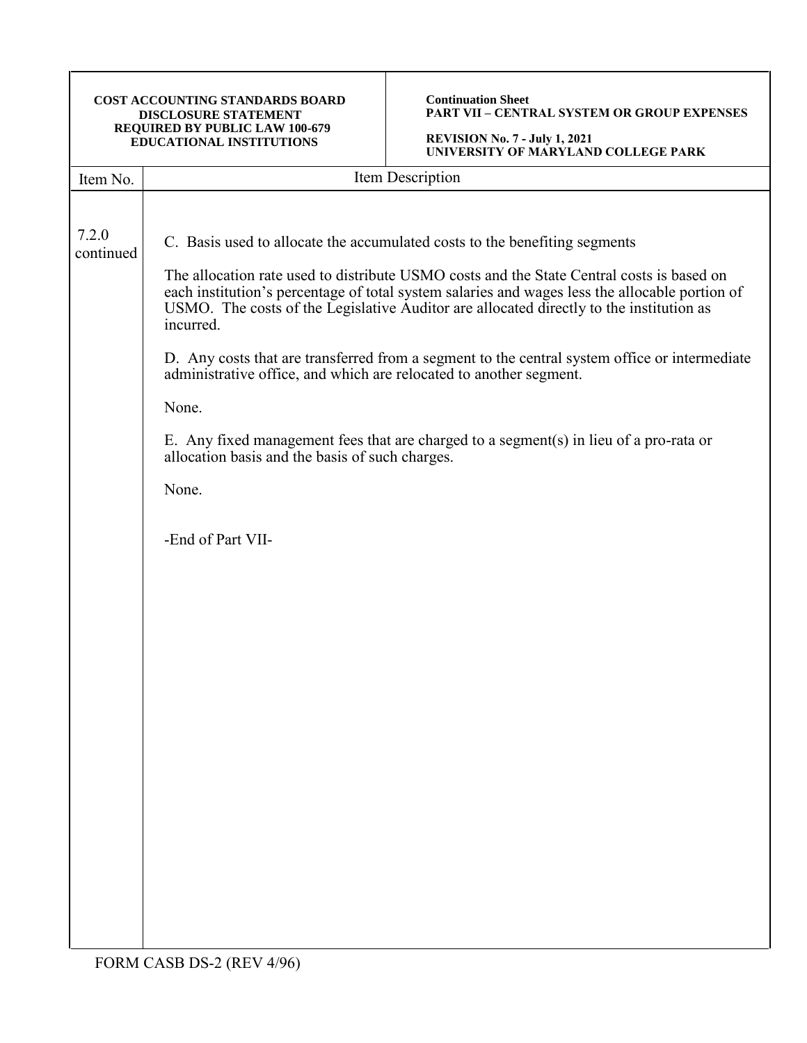**COST ACCOUNTING STANDARDS BOARD DISCLOSURE STATEMENT REQUIRED BY PUBLIC LAW 100-679 EDUCATIONAL INSTITUTIONS**

**Continuation Sheet**
**PART VII – CENTRAL SYSTEM OR GROUP EXPENSES**

**REVISION No. 7 - July 1, 2021**
**UNIVERSITY OF MARYLAND COLLEGE PARK**

| Item No. | Item Description |
|---|---|
| 7.2.0 continued | C. Basis used to allocate the accumulated costs to the benefiting segments<br><br>The allocation rate used to distribute USMO costs and the State Central costs is based on each institution's percentage of total system salaries and wages less the allocable portion of USMO. The costs of the Legislative Auditor are allocated directly to the institution as incurred.<br><br>D. Any costs that are transferred from a segment to the central system office or intermediate administrative office, and which are relocated to another segment.<br><br>None.<br><br>E. Any fixed management fees that are charged to a segment(s) in lieu of a pro-rata or allocation basis and the basis of such charges.<br><br>None.<br><br>-End of Part VII- |

FORM CASB DS-2 (REV 4/96)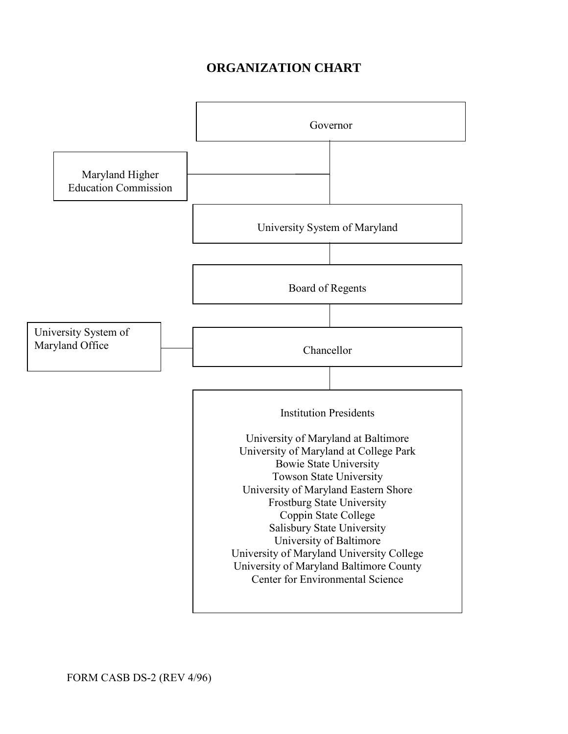# ORGANIZATION CHART

Governor

Maryland Higher Education Commission

University System of Maryland

Board of Regents

University System of Maryland Office

Chancellor

Institution Presidents

University of Maryland at Baltimore
University of Maryland at College Park
Bowie State University
Towson State University
University of Maryland Eastern Shore
Frostburg State University
Coppin State College
Salisbury State University
University of Baltimore
University of Maryland University College
University of Maryland Baltimore County
Center for Environmental Science

FORM CASB DS-2 (REV 4/96)